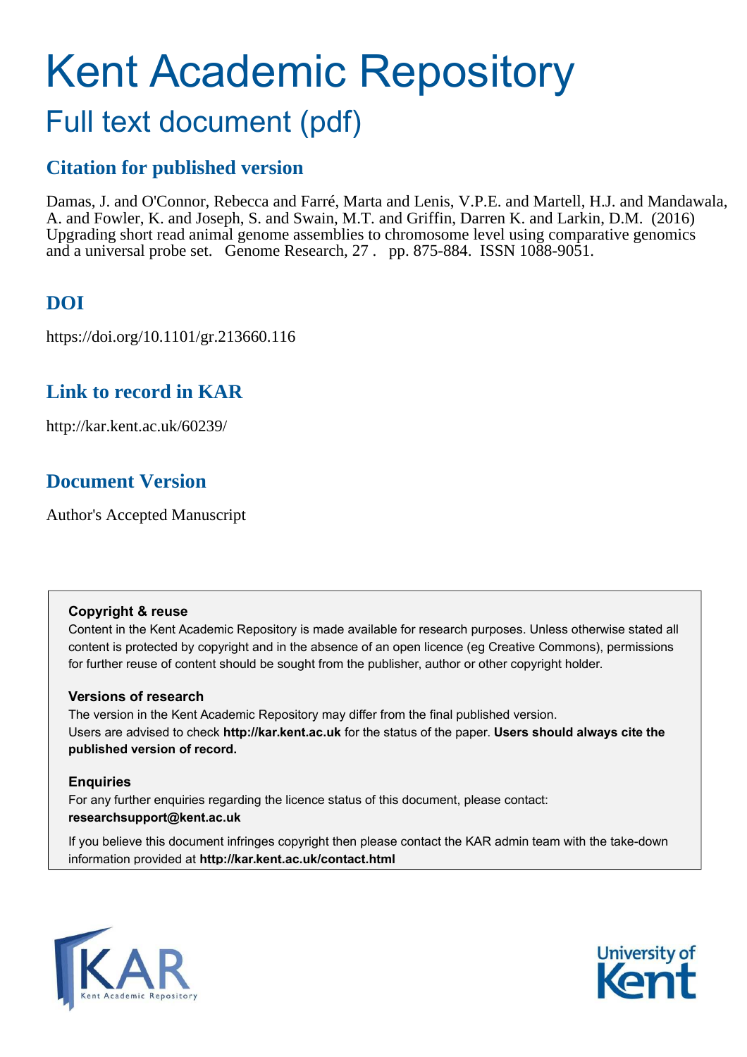# Kent Academic Repository

## Full text document (pdf)

### Citation for published version

Damas, J. and O'Connor, Rebecca and Farré, Marta and Lenis, V.P.E. and Martell, H.J. and Mandawala, A. and Fowler, K. and Joseph, S. and Swain, M.T. and Griffin, Darren K. and Larkin, D.M. (2016) Upgrading short read animal genome assemblies to chromosome level using comparative genomics and a universal probe set. Genome Research, 27 . pp. 875-884. ISSN 1088-9051.

### DOI

https://doi.org/10.1101/gr.213660.116

### Link to record in KAR

http://kar.kent.ac.uk/60239/

### Document Version

Author's Accepted Manuscript

**Copyright & reuse**

Content in the Kent Academic Repository is made available for research purposes. Unless otherwise stated all content is protected by copyright and in the absence of an open licence (eg Creative Commons), permissions for further reuse of content should be sought from the publisher, author or other copyright holder.

**Versions of research**

The version in the Kent Academic Repository may differ from the final published version. Users are advised to check **http://kar.kent.ac.uk** for the status of the paper. **Users should always cite the published version of record.**

**Enquiries**

For any further enquiries regarding the licence status of this document, please contact: **researchsupport@kent.ac.uk**

If you believe this document infringes copyright then please contact the KAR admin team with the take-down information provided at **http://kar.kent.ac.uk/contact.html**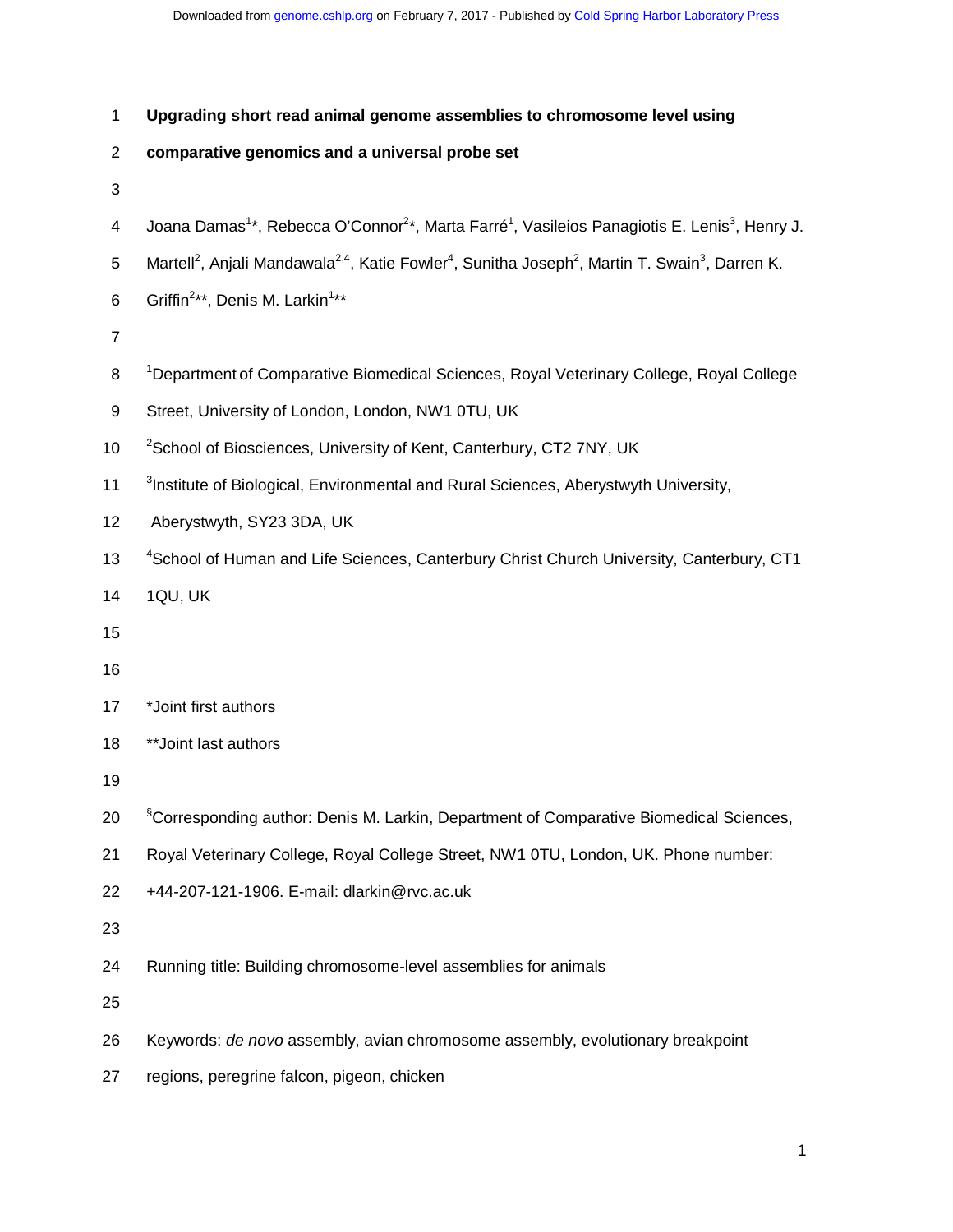# Upgrading short read animal genome assemblies to chromosome level using comparative genomics and a universal probe set

Joana Damas[1]*, Rebecca O'Connor[2]*, Marta Farré[1], Vasileios Panagiotis E. Lenis[3], Henry J. Martell[2], Anjali Mandawala[2,4], Katie Fowler[4], Sunitha Joseph[2], Martin T. Swain[3], Darren K. Griffin[2]**, Denis M. Larkin[1]**

[1]Department of Comparative Biomedical Sciences, Royal Veterinary College, Royal College Street, University of London, London, NW1 0TU, UK

[2]School of Biosciences, University of Kent, Canterbury, CT2 7NY, UK

[3]Institute of Biological, Environmental and Rural Sciences, Aberystwyth University, Aberystwyth, SY23 3DA, UK

[4]School of Human and Life Sciences, Canterbury Christ Church University, Canterbury, CT1 1QU, UK

*Joint first authors

**Joint last authors

[§]Corresponding author: Denis M. Larkin, Department of Comparative Biomedical Sciences, Royal Veterinary College, Royal College Street, NW1 0TU, London, UK. Phone number: +44-207-121-1906. E-mail: dlarkin@rvc.ac.uk

Running title: Building chromosome-level assemblies for animals

Keywords: *de novo* assembly, avian chromosome assembly, evolutionary breakpoint regions, peregrine falcon, pigeon, chicken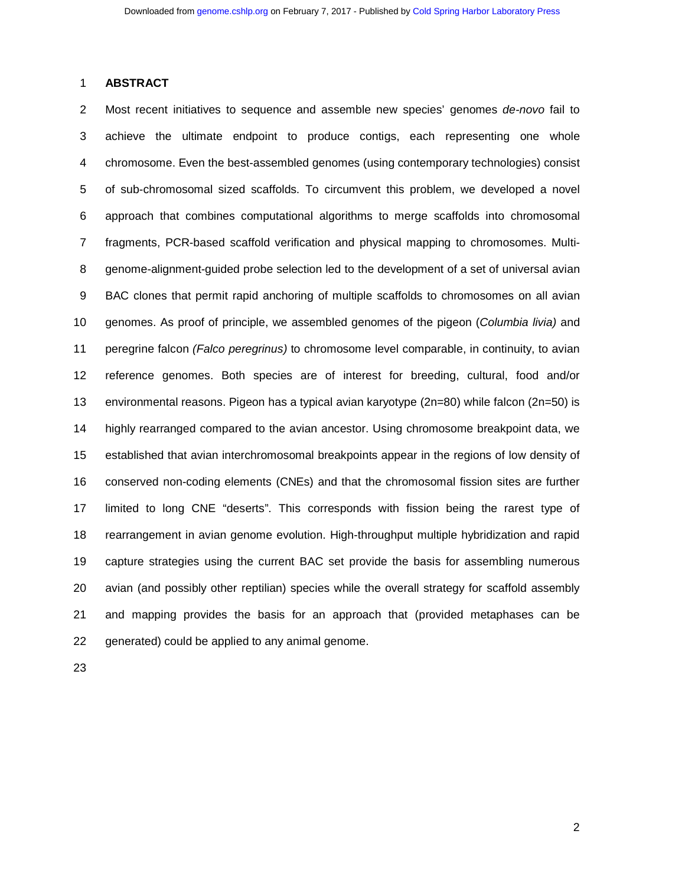## ABSTRACT

Most recent initiatives to sequence and assemble new species' genomes *de-novo* fail to achieve the ultimate endpoint to produce contigs, each representing one whole chromosome. Even the best-assembled genomes (using contemporary technologies) consist of sub-chromosomal sized scaffolds. To circumvent this problem, we developed a novel approach that combines computational algorithms to merge scaffolds into chromosomal fragments, PCR-based scaffold verification and physical mapping to chromosomes. Multi-genome-alignment-guided probe selection led to the development of a set of universal avian BAC clones that permit rapid anchoring of multiple scaffolds to chromosomes on all avian genomes. As proof of principle, we assembled genomes of the pigeon (*Columbia livia)* and peregrine falcon *(Falco peregrinus)* to chromosome level comparable, in continuity, to avian reference genomes. Both species are of interest for breeding, cultural, food and/or environmental reasons. Pigeon has a typical avian karyotype (2n=80) while falcon (2n=50) is highly rearranged compared to the avian ancestor. Using chromosome breakpoint data, we established that avian interchromosomal breakpoints appear in the regions of low density of conserved non-coding elements (CNEs) and that the chromosomal fission sites are further limited to long CNE "deserts". This corresponds with fission being the rarest type of rearrangement in avian genome evolution. High-throughput multiple hybridization and rapid capture strategies using the current BAC set provide the basis for assembling numerous avian (and possibly other reptilian) species while the overall strategy for scaffold assembly and mapping provides the basis for an approach that (provided metaphases can be generated) could be applied to any animal genome.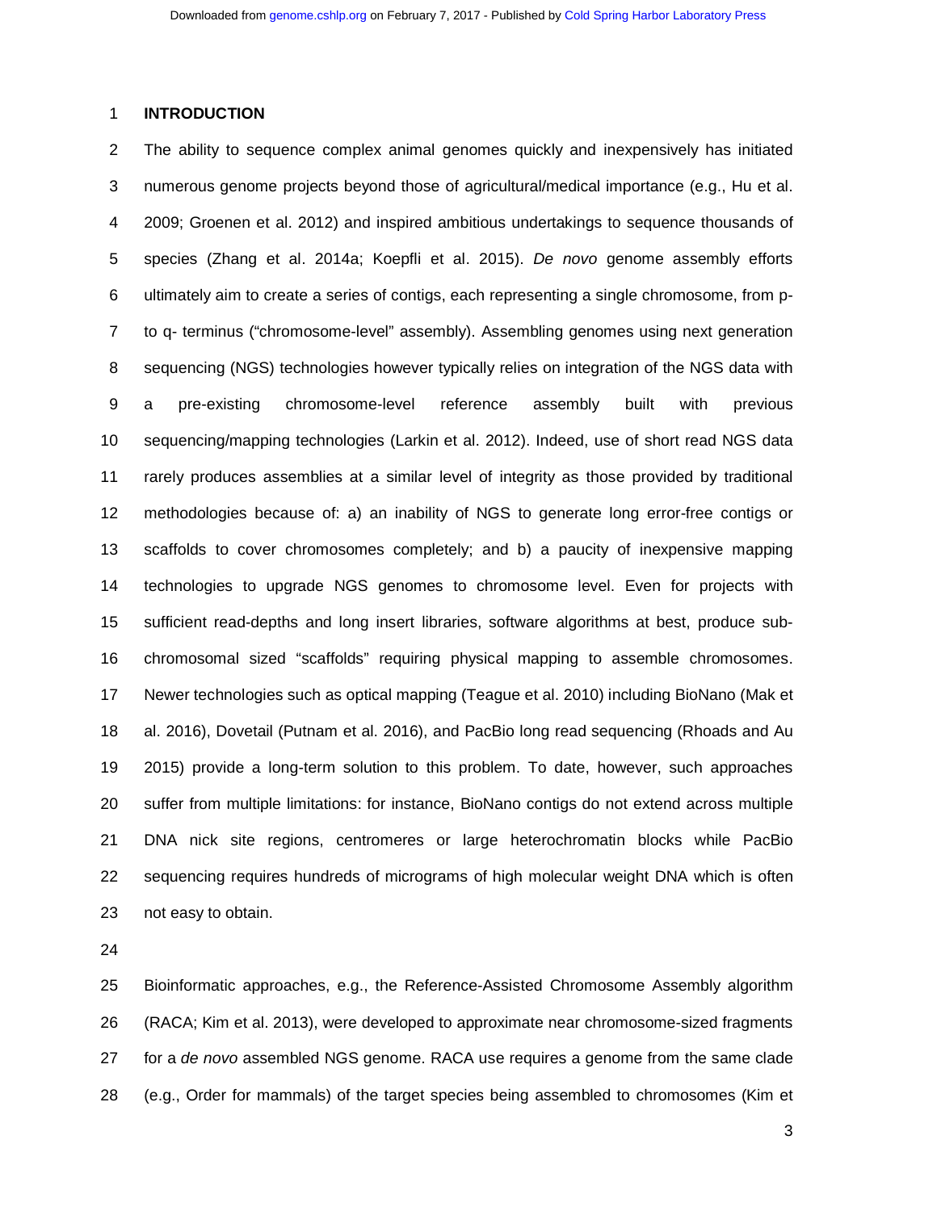## INTRODUCTION

The ability to sequence complex animal genomes quickly and inexpensively has initiated numerous genome projects beyond those of agricultural/medical importance (e.g., Hu et al. 2009; Groenen et al. 2012) and inspired ambitious undertakings to sequence thousands of species (Zhang et al. 2014a; Koepfli et al. 2015). *De novo* genome assembly efforts ultimately aim to create a series of contigs, each representing a single chromosome, from p- to q- terminus ("chromosome-level" assembly). Assembling genomes using next generation sequencing (NGS) technologies however typically relies on integration of the NGS data with a pre-existing chromosome-level reference assembly built with previous sequencing/mapping technologies (Larkin et al. 2012). Indeed, use of short read NGS data rarely produces assemblies at a similar level of integrity as those provided by traditional methodologies because of: a) an inability of NGS to generate long error-free contigs or scaffolds to cover chromosomes completely; and b) a paucity of inexpensive mapping technologies to upgrade NGS genomes to chromosome level. Even for projects with sufficient read-depths and long insert libraries, software algorithms at best, produce sub-chromosomal sized "scaffolds" requiring physical mapping to assemble chromosomes. Newer technologies such as optical mapping (Teague et al. 2010) including BioNano (Mak et al. 2016), Dovetail (Putnam et al. 2016), and PacBio long read sequencing (Rhoads and Au 2015) provide a long-term solution to this problem. To date, however, such approaches suffer from multiple limitations: for instance, BioNano contigs do not extend across multiple DNA nick site regions, centromeres or large heterochromatin blocks while PacBio sequencing requires hundreds of micrograms of high molecular weight DNA which is often not easy to obtain.

Bioinformatic approaches, e.g., the Reference-Assisted Chromosome Assembly algorithm (RACA; Kim et al. 2013), were developed to approximate near chromosome-sized fragments for a *de novo* assembled NGS genome. RACA use requires a genome from the same clade (e.g., Order for mammals) of the target species being assembled to chromosomes (Kim et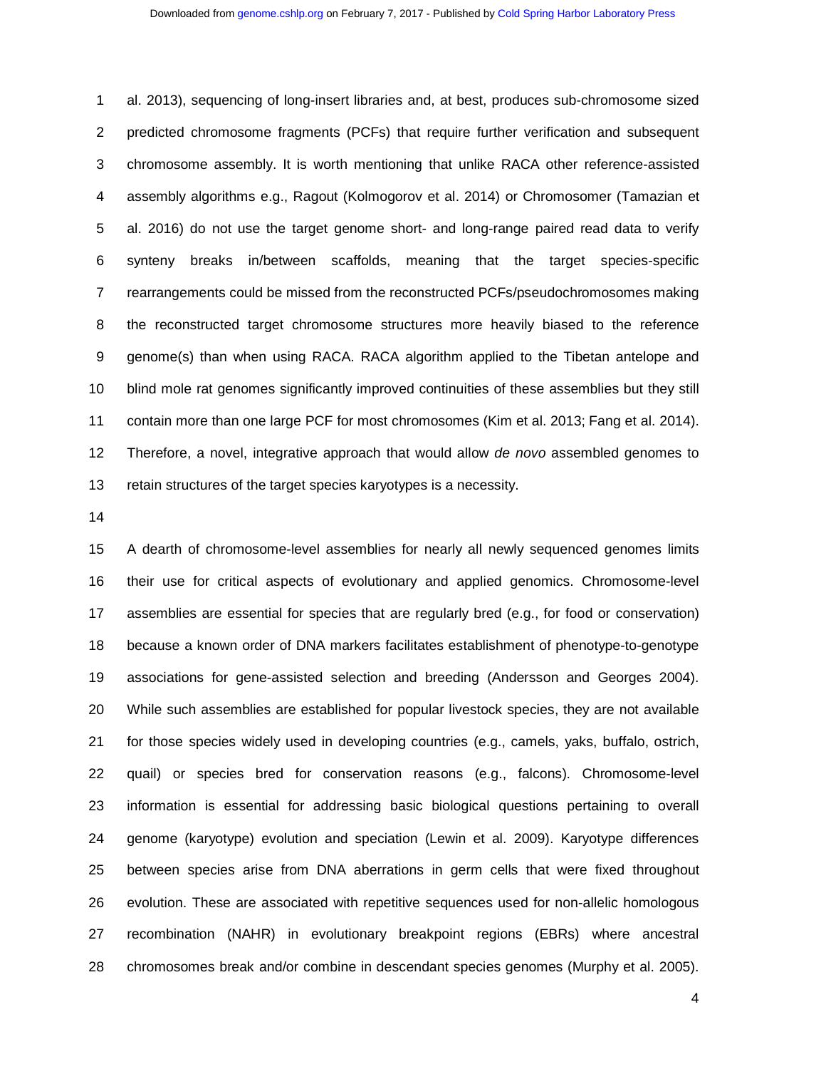al. 2013), sequencing of long-insert libraries and, at best, produces sub-chromosome sized predicted chromosome fragments (PCFs) that require further verification and subsequent chromosome assembly. It is worth mentioning that unlike RACA other reference-assisted assembly algorithms e.g., Ragout (Kolmogorov et al. 2014) or Chromosomer (Tamazian et al. 2016) do not use the target genome short- and long-range paired read data to verify synteny breaks in/between scaffolds, meaning that the target species-specific rearrangements could be missed from the reconstructed PCFs/pseudochromosomes making the reconstructed target chromosome structures more heavily biased to the reference genome(s) than when using RACA. RACA algorithm applied to the Tibetan antelope and blind mole rat genomes significantly improved continuities of these assemblies but they still contain more than one large PCF for most chromosomes (Kim et al. 2013; Fang et al. 2014). Therefore, a novel, integrative approach that would allow *de novo* assembled genomes to retain structures of the target species karyotypes is a necessity.

A dearth of chromosome-level assemblies for nearly all newly sequenced genomes limits their use for critical aspects of evolutionary and applied genomics. Chromosome-level assemblies are essential for species that are regularly bred (e.g., for food or conservation) because a known order of DNA markers facilitates establishment of phenotype-to-genotype associations for gene-assisted selection and breeding (Andersson and Georges 2004). While such assemblies are established for popular livestock species, they are not available for those species widely used in developing countries (e.g., camels, yaks, buffalo, ostrich, quail) or species bred for conservation reasons (e.g., falcons). Chromosome-level information is essential for addressing basic biological questions pertaining to overall genome (karyotype) evolution and speciation (Lewin et al. 2009). Karyotype differences between species arise from DNA aberrations in germ cells that were fixed throughout evolution. These are associated with repetitive sequences used for non-allelic homologous recombination (NAHR) in evolutionary breakpoint regions (EBRs) where ancestral chromosomes break and/or combine in descendant species genomes (Murphy et al. 2005).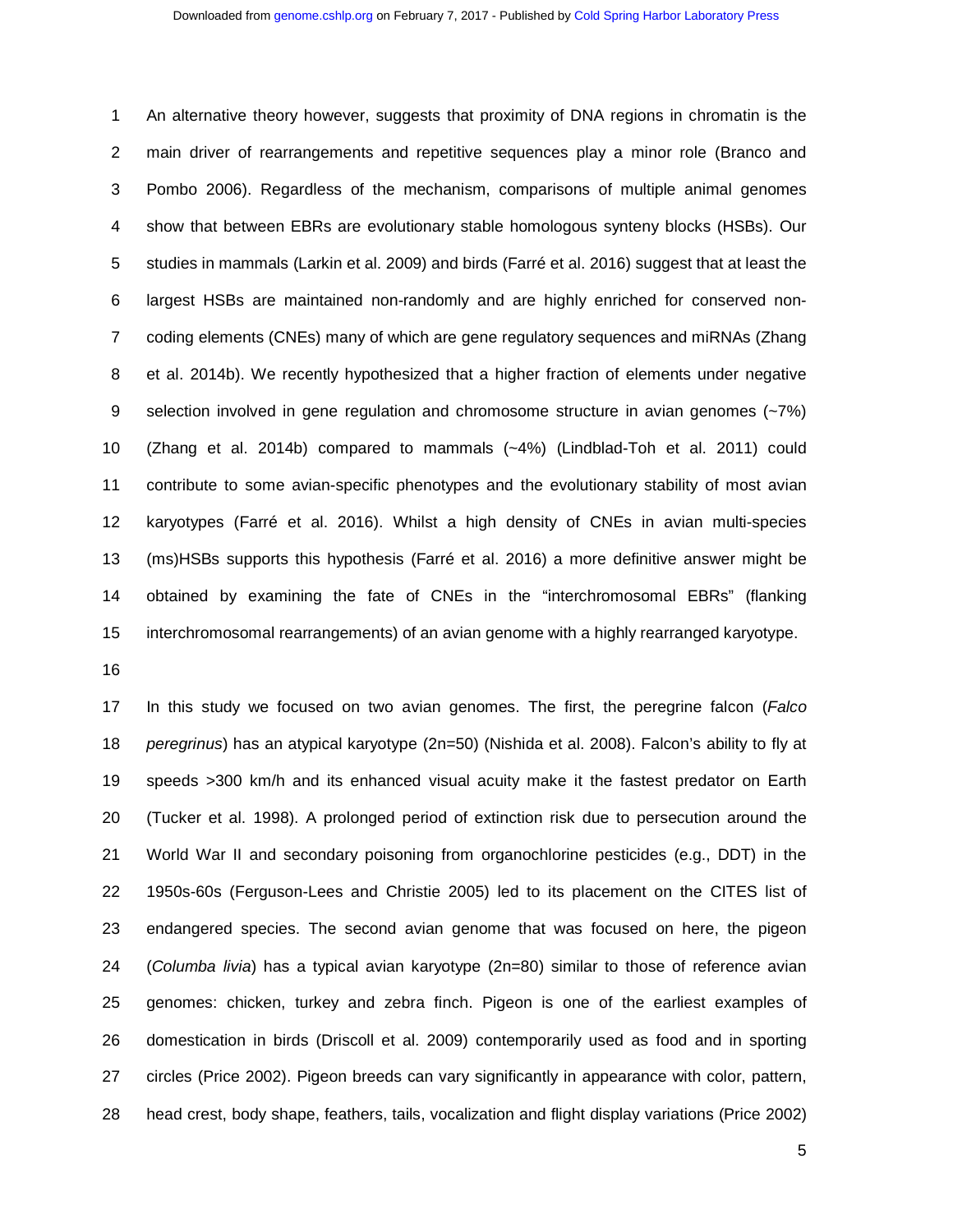An alternative theory however, suggests that proximity of DNA regions in chromatin is the main driver of rearrangements and repetitive sequences play a minor role (Branco and Pombo 2006). Regardless of the mechanism, comparisons of multiple animal genomes show that between EBRs are evolutionary stable homologous synteny blocks (HSBs). Our studies in mammals (Larkin et al. 2009) and birds (Farré et al. 2016) suggest that at least the largest HSBs are maintained non-randomly and are highly enriched for conserved non-coding elements (CNEs) many of which are gene regulatory sequences and miRNAs (Zhang et al. 2014b). We recently hypothesized that a higher fraction of elements under negative selection involved in gene regulation and chromosome structure in avian genomes (~7%) (Zhang et al. 2014b) compared to mammals (~4%) (Lindblad-Toh et al. 2011) could contribute to some avian-specific phenotypes and the evolutionary stability of most avian karyotypes (Farré et al. 2016). Whilst a high density of CNEs in avian multi-species (ms)HSBs supports this hypothesis (Farré et al. 2016) a more definitive answer might be obtained by examining the fate of CNEs in the "interchromosomal EBRs" (flanking interchromosomal rearrangements) of an avian genome with a highly rearranged karyotype.

In this study we focused on two avian genomes. The first, the peregrine falcon (*Falco peregrinus*) has an atypical karyotype (2n=50) (Nishida et al. 2008). Falcon's ability to fly at speeds >300 km/h and its enhanced visual acuity make it the fastest predator on Earth (Tucker et al. 1998). A prolonged period of extinction risk due to persecution around the World War II and secondary poisoning from organochlorine pesticides (e.g., DDT) in the 1950s-60s (Ferguson-Lees and Christie 2005) led to its placement on the CITES list of endangered species. The second avian genome that was focused on here, the pigeon (*Columba livia*) has a typical avian karyotype (2n=80) similar to those of reference avian genomes: chicken, turkey and zebra finch. Pigeon is one of the earliest examples of domestication in birds (Driscoll et al. 2009) contemporarily used as food and in sporting circles (Price 2002). Pigeon breeds can vary significantly in appearance with color, pattern, head crest, body shape, feathers, tails, vocalization and flight display variations (Price 2002)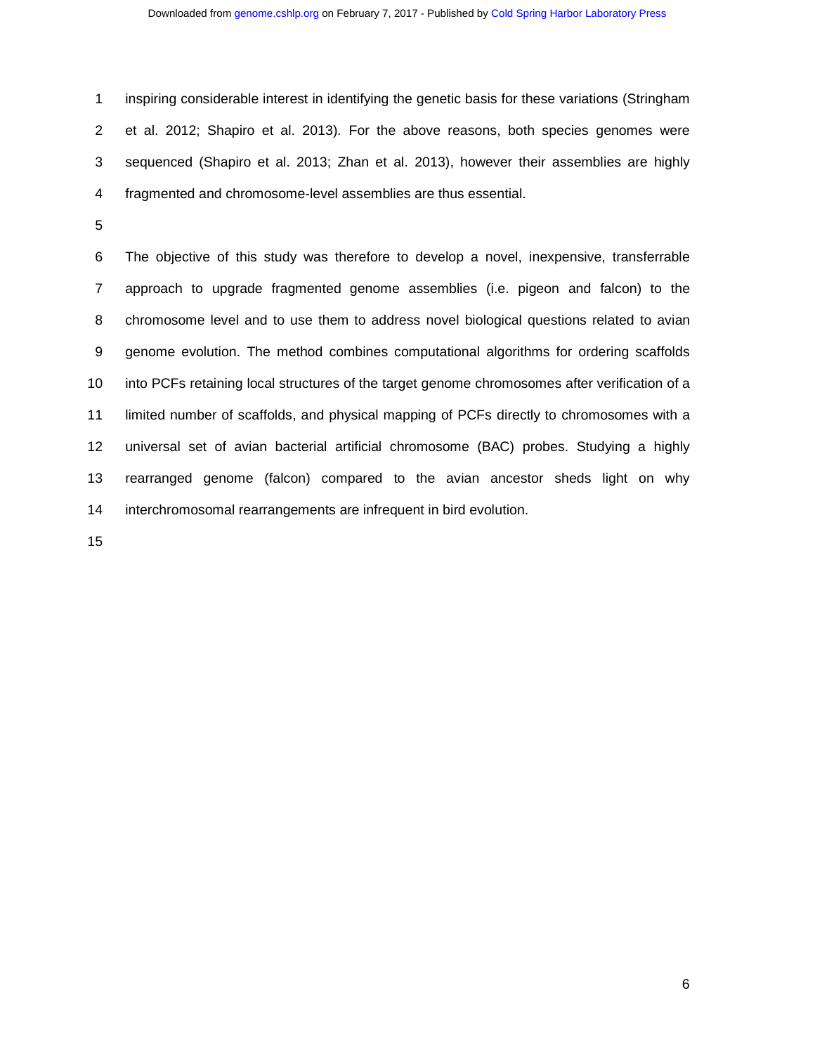inspiring considerable interest in identifying the genetic basis for these variations (Stringham et al. 2012; Shapiro et al. 2013). For the above reasons, both species genomes were sequenced (Shapiro et al. 2013; Zhan et al. 2013), however their assemblies are highly fragmented and chromosome-level assemblies are thus essential.

The objective of this study was therefore to develop a novel, inexpensive, transferrable approach to upgrade fragmented genome assemblies (i.e. pigeon and falcon) to the chromosome level and to use them to address novel biological questions related to avian genome evolution. The method combines computational algorithms for ordering scaffolds into PCFs retaining local structures of the target genome chromosomes after verification of a limited number of scaffolds, and physical mapping of PCFs directly to chromosomes with a universal set of avian bacterial artificial chromosome (BAC) probes. Studying a highly rearranged genome (falcon) compared to the avian ancestor sheds light on why interchromosomal rearrangements are infrequent in bird evolution.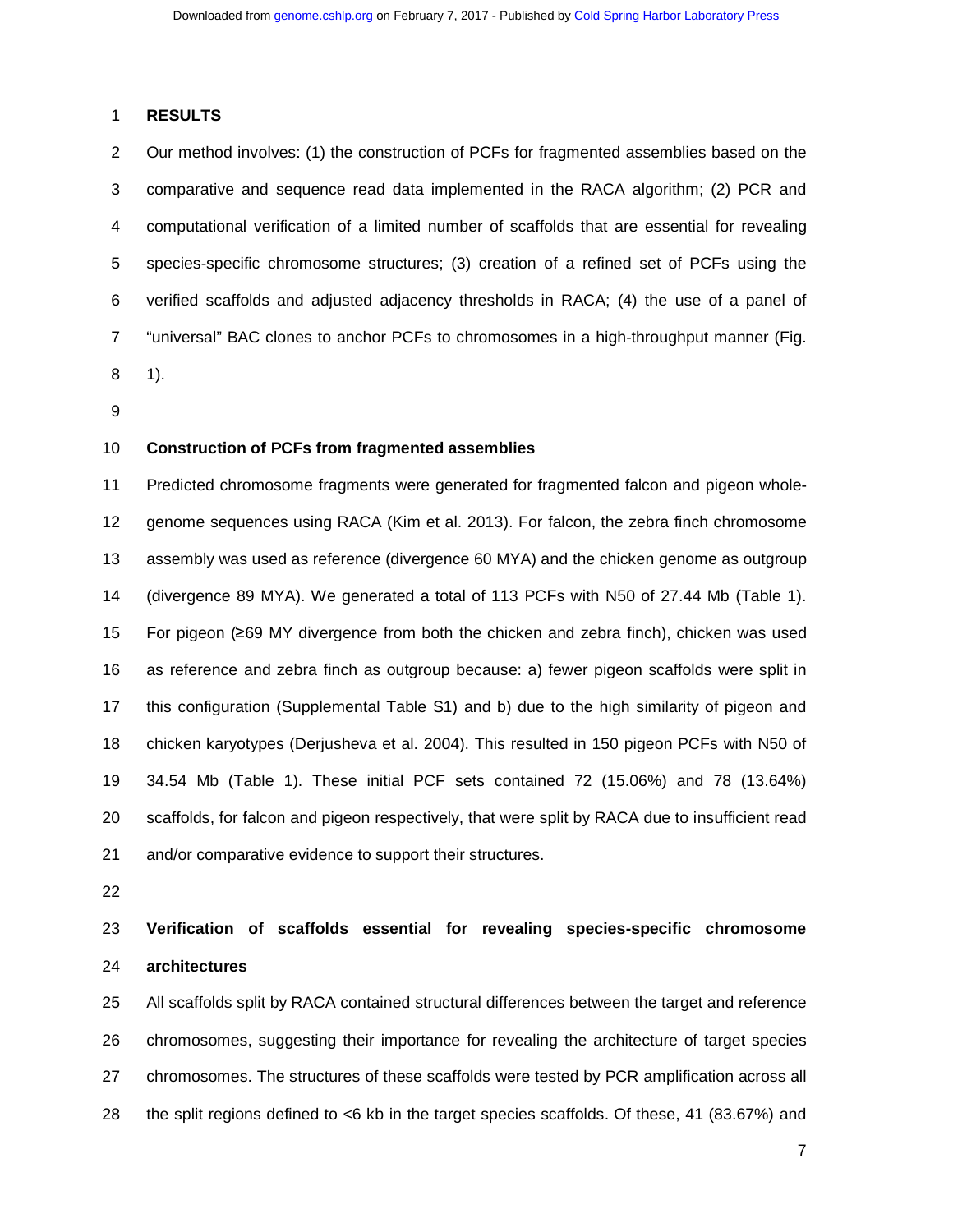## RESULTS

Our method involves: (1) the construction of PCFs for fragmented assemblies based on the comparative and sequence read data implemented in the RACA algorithm; (2) PCR and computational verification of a limited number of scaffolds that are essential for revealing species-specific chromosome structures; (3) creation of a refined set of PCFs using the verified scaffolds and adjusted adjacency thresholds in RACA; (4) the use of a panel of "universal" BAC clones to anchor PCFs to chromosomes in a high-throughput manner (Fig. 1).

### Construction of PCFs from fragmented assemblies

Predicted chromosome fragments were generated for fragmented falcon and pigeon whole-genome sequences using RACA (Kim et al. 2013). For falcon, the zebra finch chromosome assembly was used as reference (divergence 60 MYA) and the chicken genome as outgroup (divergence 89 MYA). We generated a total of 113 PCFs with N50 of 27.44 Mb (Table 1). For pigeon (≥69 MY divergence from both the chicken and zebra finch), chicken was used as reference and zebra finch as outgroup because: a) fewer pigeon scaffolds were split in this configuration (Supplemental Table S1) and b) due to the high similarity of pigeon and chicken karyotypes (Derjusheva et al. 2004). This resulted in 150 pigeon PCFs with N50 of 34.54 Mb (Table 1). These initial PCF sets contained 72 (15.06%) and 78 (13.64%) scaffolds, for falcon and pigeon respectively, that were split by RACA due to insufficient read and/or comparative evidence to support their structures.

### Verification of scaffolds essential for revealing species-specific chromosome architectures

All scaffolds split by RACA contained structural differences between the target and reference chromosomes, suggesting their importance for revealing the architecture of target species chromosomes. The structures of these scaffolds were tested by PCR amplification across all the split regions defined to <6 kb in the target species scaffolds. Of these, 41 (83.67%) and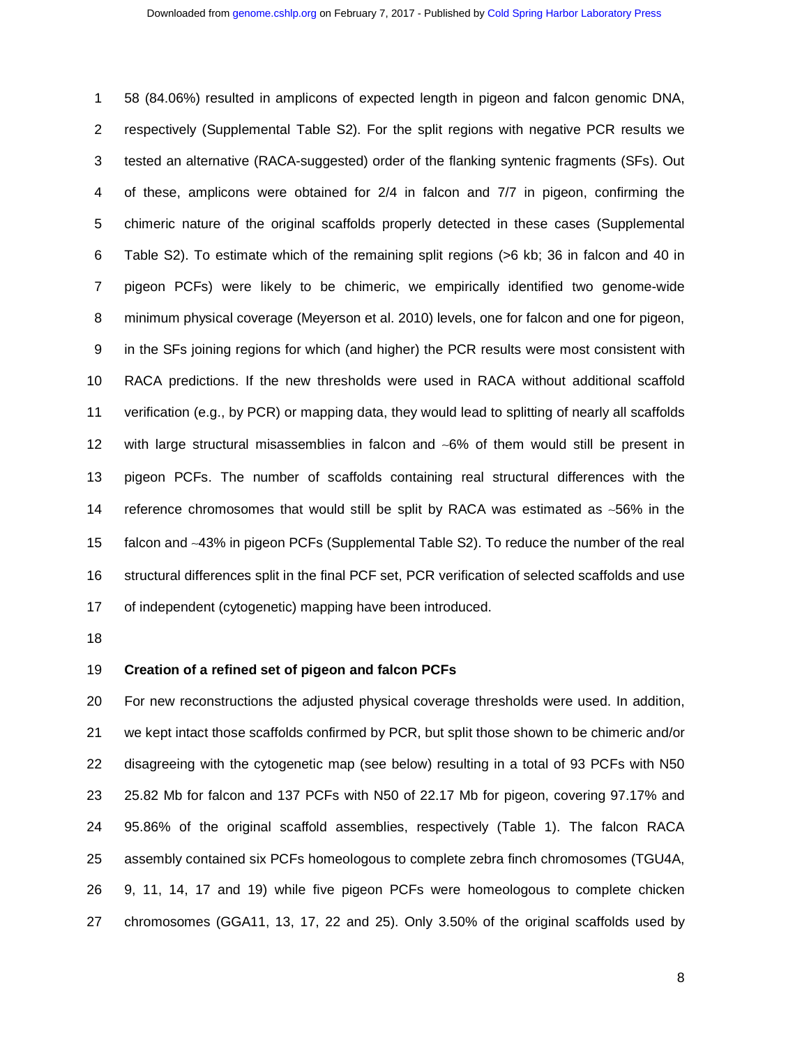58 (84.06%) resulted in amplicons of expected length in pigeon and falcon genomic DNA, respectively (Supplemental Table S2). For the split regions with negative PCR results we tested an alternative (RACA-suggested) order of the flanking syntenic fragments (SFs). Out of these, amplicons were obtained for 2/4 in falcon and 7/7 in pigeon, confirming the chimeric nature of the original scaffolds properly detected in these cases (Supplemental Table S2). To estimate which of the remaining split regions (>6 kb; 36 in falcon and 40 in pigeon PCFs) were likely to be chimeric, we empirically identified two genome-wide minimum physical coverage (Meyerson et al. 2010) levels, one for falcon and one for pigeon, in the SFs joining regions for which (and higher) the PCR results were most consistent with RACA predictions. If the new thresholds were used in RACA without additional scaffold verification (e.g., by PCR) or mapping data, they would lead to splitting of nearly all scaffolds with large structural misassemblies in falcon and ~6% of them would still be present in pigeon PCFs. The number of scaffolds containing real structural differences with the reference chromosomes that would still be split by RACA was estimated as ~56% in the falcon and ~43% in pigeon PCFs (Supplemental Table S2). To reduce the number of the real structural differences split in the final PCF set, PCR verification of selected scaffolds and use of independent (cytogenetic) mapping have been introduced.

**Creation of a refined set of pigeon and falcon PCFs**

For new reconstructions the adjusted physical coverage thresholds were used. In addition, we kept intact those scaffolds confirmed by PCR, but split those shown to be chimeric and/or disagreeing with the cytogenetic map (see below) resulting in a total of 93 PCFs with N50 25.82 Mb for falcon and 137 PCFs with N50 of 22.17 Mb for pigeon, covering 97.17% and 95.86% of the original scaffold assemblies, respectively (Table 1). The falcon RACA assembly contained six PCFs homeologous to complete zebra finch chromosomes (TGU4A, 9, 11, 14, 17 and 19) while five pigeon PCFs were homeologous to complete chicken chromosomes (GGA11, 13, 17, 22 and 25). Only 3.50% of the original scaffolds used by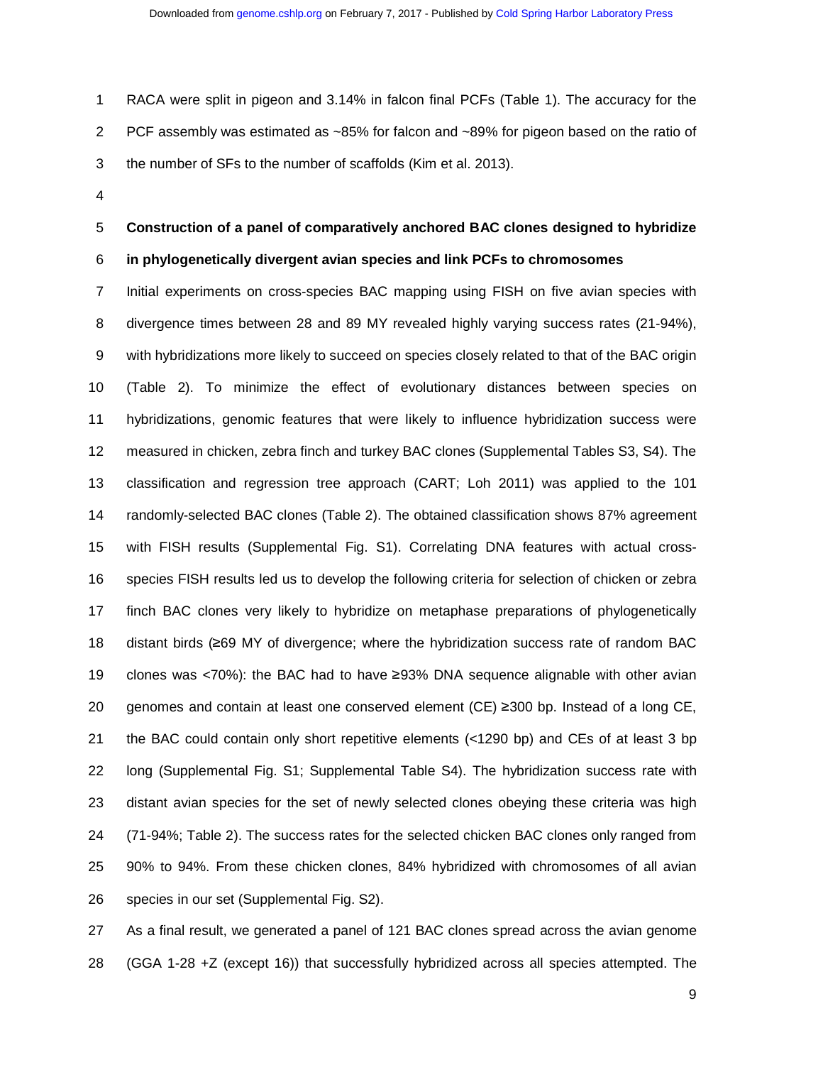RACA were split in pigeon and 3.14% in falcon final PCFs (Table 1). The accuracy for the PCF assembly was estimated as ~85% for falcon and ~89% for pigeon based on the ratio of the number of SFs to the number of scaffolds (Kim et al. 2013).

**Construction of a panel of comparatively anchored BAC clones designed to hybridize in phylogenetically divergent avian species and link PCFs to chromosomes**

Initial experiments on cross-species BAC mapping using FISH on five avian species with divergence times between 28 and 89 MY revealed highly varying success rates (21-94%), with hybridizations more likely to succeed on species closely related to that of the BAC origin (Table 2). To minimize the effect of evolutionary distances between species on hybridizations, genomic features that were likely to influence hybridization success were measured in chicken, zebra finch and turkey BAC clones (Supplemental Tables S3, S4). The classification and regression tree approach (CART; Loh 2011) was applied to the 101 randomly-selected BAC clones (Table 2). The obtained classification shows 87% agreement with FISH results (Supplemental Fig. S1). Correlating DNA features with actual cross-species FISH results led us to develop the following criteria for selection of chicken or zebra finch BAC clones very likely to hybridize on metaphase preparations of phylogenetically distant birds (≥69 MY of divergence; where the hybridization success rate of random BAC clones was <70%): the BAC had to have ≥93% DNA sequence alignable with other avian genomes and contain at least one conserved element (CE) ≥300 bp. Instead of a long CE, the BAC could contain only short repetitive elements (<1290 bp) and CEs of at least 3 bp long (Supplemental Fig. S1; Supplemental Table S4). The hybridization success rate with distant avian species for the set of newly selected clones obeying these criteria was high (71-94%; Table 2). The success rates for the selected chicken BAC clones only ranged from 90% to 94%. From these chicken clones, 84% hybridized with chromosomes of all avian species in our set (Supplemental Fig. S2).

As a final result, we generated a panel of 121 BAC clones spread across the avian genome (GGA 1-28 +Z (except 16)) that successfully hybridized across all species attempted. The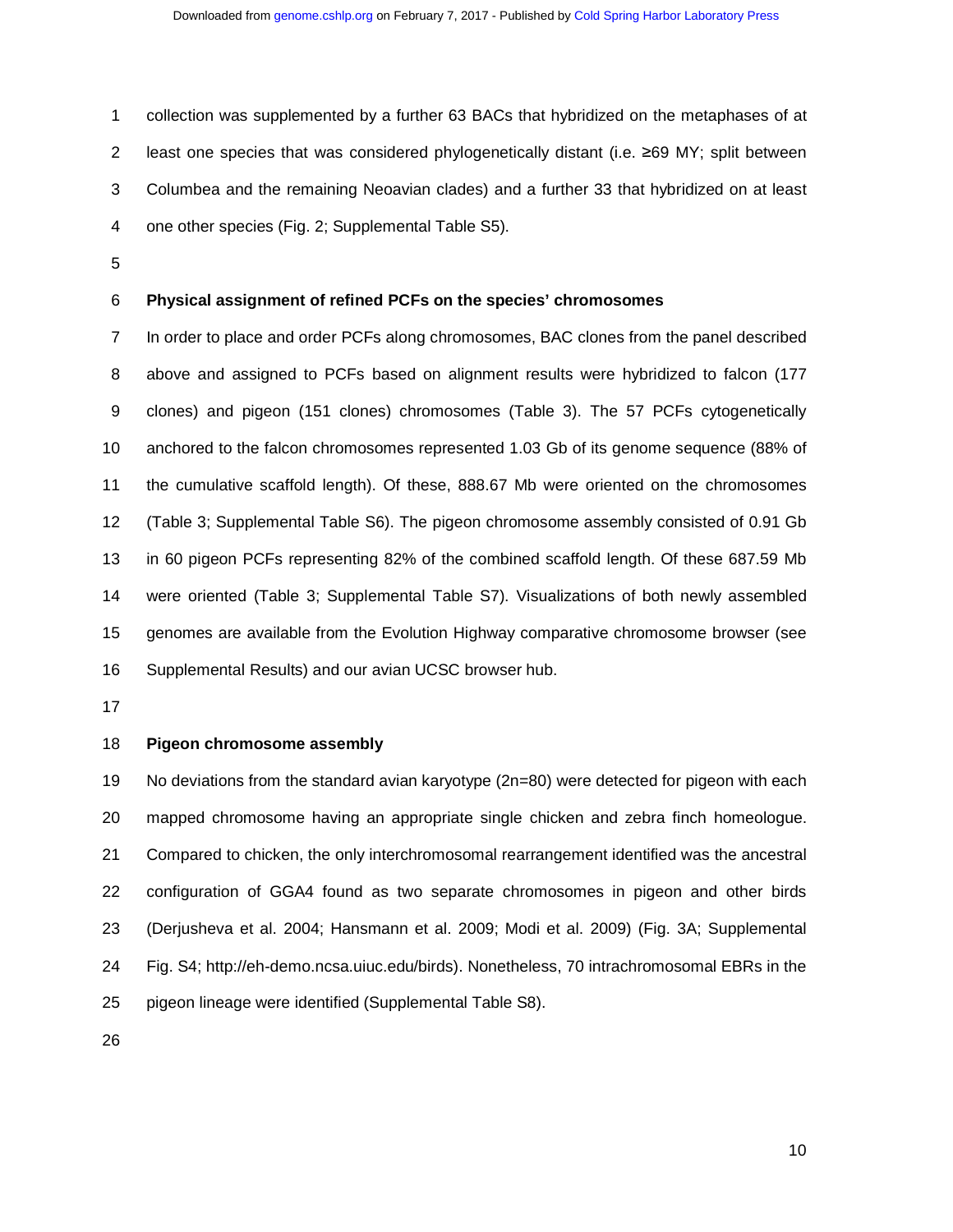collection was supplemented by a further 63 BACs that hybridized on the metaphases of at least one species that was considered phylogenetically distant (i.e. ≥69 MY; split between Columbea and the remaining Neoavian clades) and a further 33 that hybridized on at least one other species (Fig. 2; Supplemental Table S5).

### Physical assignment of refined PCFs on the species' chromosomes

In order to place and order PCFs along chromosomes, BAC clones from the panel described above and assigned to PCFs based on alignment results were hybridized to falcon (177 clones) and pigeon (151 clones) chromosomes (Table 3). The 57 PCFs cytogenetically anchored to the falcon chromosomes represented 1.03 Gb of its genome sequence (88% of the cumulative scaffold length). Of these, 888.67 Mb were oriented on the chromosomes (Table 3; Supplemental Table S6). The pigeon chromosome assembly consisted of 0.91 Gb in 60 pigeon PCFs representing 82% of the combined scaffold length. Of these 687.59 Mb were oriented (Table 3; Supplemental Table S7). Visualizations of both newly assembled genomes are available from the Evolution Highway comparative chromosome browser (see Supplemental Results) and our avian UCSC browser hub.

### Pigeon chromosome assembly

No deviations from the standard avian karyotype (2n=80) were detected for pigeon with each mapped chromosome having an appropriate single chicken and zebra finch homeologue. Compared to chicken, the only interchromosomal rearrangement identified was the ancestral configuration of GGA4 found as two separate chromosomes in pigeon and other birds (Derjusheva et al. 2004; Hansmann et al. 2009; Modi et al. 2009) (Fig. 3A; Supplemental Fig. S4; http://eh-demo.ncsa.uiuc.edu/birds). Nonetheless, 70 intrachromosomal EBRs in the pigeon lineage were identified (Supplemental Table S8).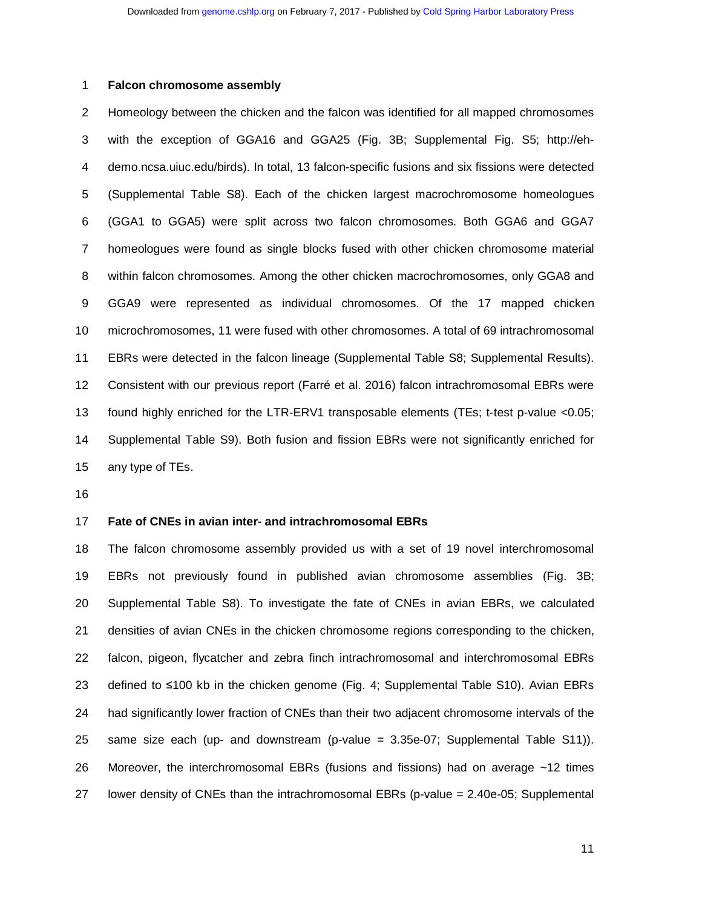## Falcon chromosome assembly

Homeology between the chicken and the falcon was identified for all mapped chromosomes with the exception of GGA16 and GGA25 (Fig. 3B; Supplemental Fig. S5; http://eh-demo.ncsa.uiuc.edu/birds). In total, 13 falcon-specific fusions and six fissions were detected (Supplemental Table S8). Each of the chicken largest macrochromosome homeologues (GGA1 to GGA5) were split across two falcon chromosomes. Both GGA6 and GGA7 homeologues were found as single blocks fused with other chicken chromosome material within falcon chromosomes. Among the other chicken macrochromosomes, only GGA8 and GGA9 were represented as individual chromosomes. Of the 17 mapped chicken microchromosomes, 11 were fused with other chromosomes. A total of 69 intrachromosomal EBRs were detected in the falcon lineage (Supplemental Table S8; Supplemental Results). Consistent with our previous report (Farré et al. 2016) falcon intrachromosomal EBRs were found highly enriched for the LTR-ERV1 transposable elements (TEs; t-test p-value <0.05; Supplemental Table S9). Both fusion and fission EBRs were not significantly enriched for any type of TEs.

## Fate of CNEs in avian inter- and intrachromosomal EBRs

The falcon chromosome assembly provided us with a set of 19 novel interchromosomal EBRs not previously found in published avian chromosome assemblies (Fig. 3B; Supplemental Table S8). To investigate the fate of CNEs in avian EBRs, we calculated densities of avian CNEs in the chicken chromosome regions corresponding to the chicken, falcon, pigeon, flycatcher and zebra finch intrachromosomal and interchromosomal EBRs defined to ≤100 kb in the chicken genome (Fig. 4; Supplemental Table S10). Avian EBRs had significantly lower fraction of CNEs than their two adjacent chromosome intervals of the same size each (up- and downstream (p-value = 3.35e-07; Supplemental Table S11)). Moreover, the interchromosomal EBRs (fusions and fissions) had on average ~12 times lower density of CNEs than the intrachromosomal EBRs (p-value = 2.40e-05; Supplemental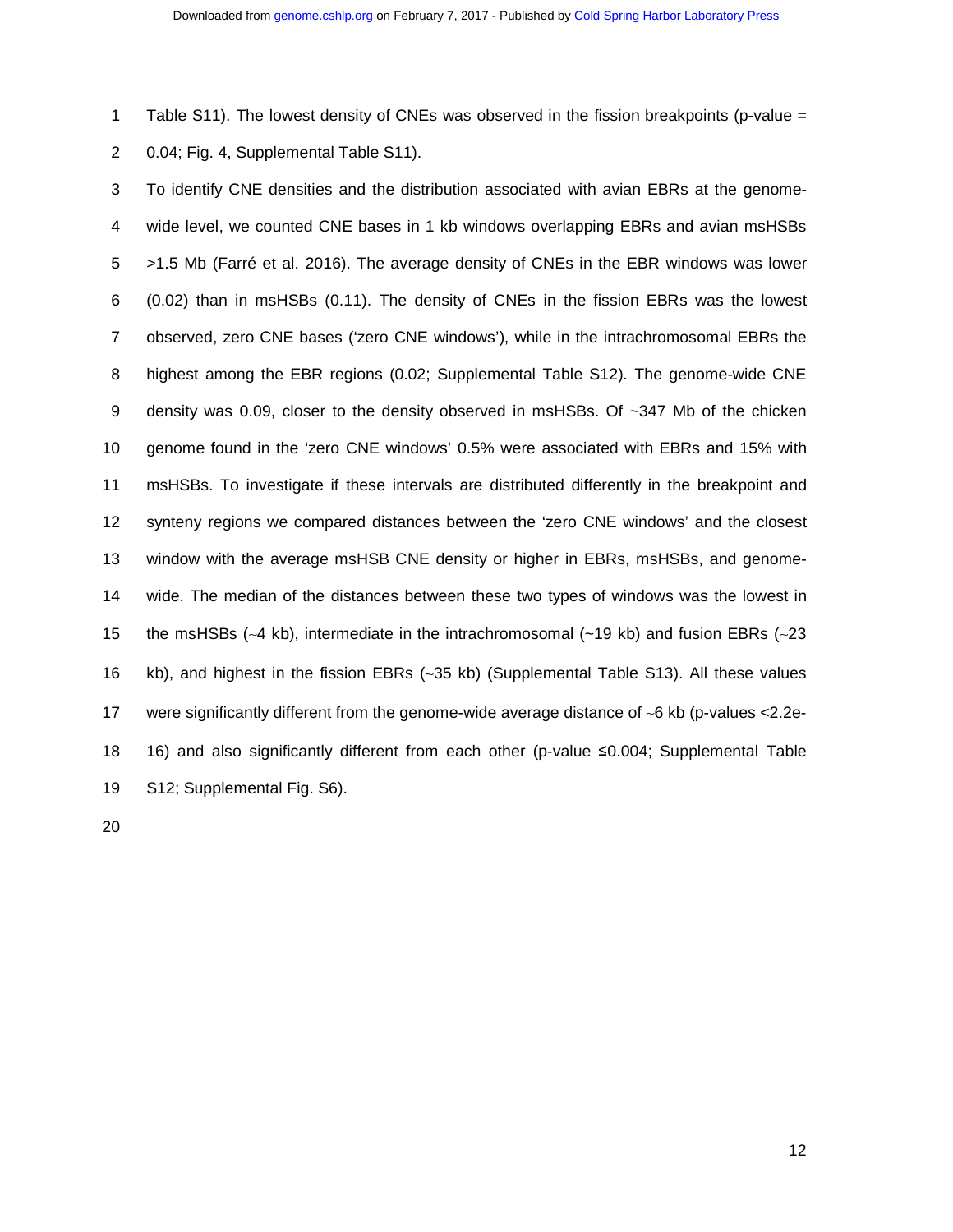Table S11). The lowest density of CNEs was observed in the fission breakpoints (p-value = 0.04; Fig. 4, Supplemental Table S11).

To identify CNE densities and the distribution associated with avian EBRs at the genome-wide level, we counted CNE bases in 1 kb windows overlapping EBRs and avian msHSBs >1.5 Mb (Farré et al. 2016). The average density of CNEs in the EBR windows was lower (0.02) than in msHSBs (0.11). The density of CNEs in the fission EBRs was the lowest observed, zero CNE bases ('zero CNE windows'), while in the intrachromosomal EBRs the highest among the EBR regions (0.02; Supplemental Table S12). The genome-wide CNE density was 0.09, closer to the density observed in msHSBs. Of ~347 Mb of the chicken genome found in the 'zero CNE windows' 0.5% were associated with EBRs and 15% with msHSBs. To investigate if these intervals are distributed differently in the breakpoint and synteny regions we compared distances between the 'zero CNE windows' and the closest window with the average msHSB CNE density or higher in EBRs, msHSBs, and genome-wide. The median of the distances between these two types of windows was the lowest in the msHSBs (~4 kb), intermediate in the intrachromosomal (~19 kb) and fusion EBRs (~23 kb), and highest in the fission EBRs (~35 kb) (Supplemental Table S13). All these values were significantly different from the genome-wide average distance of ~6 kb (p-values <2.2e-16) and also significantly different from each other (p-value ≤0.004; Supplemental Table S12; Supplemental Fig. S6).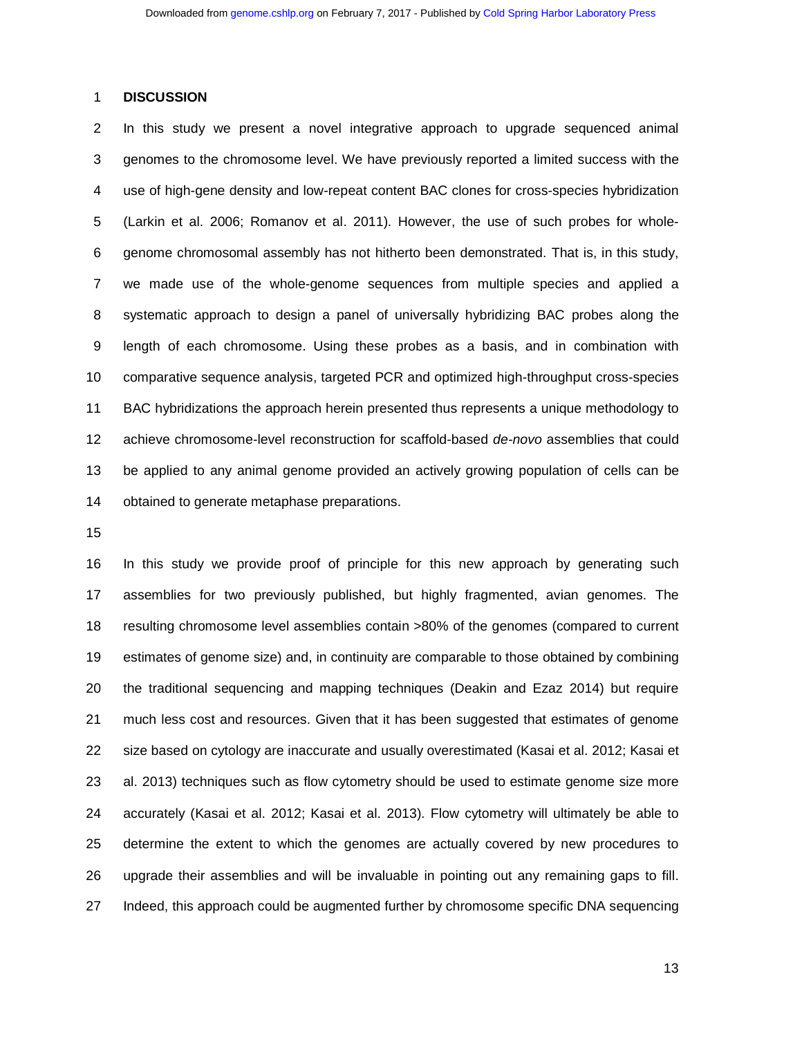## DISCUSSION

In this study we present a novel integrative approach to upgrade sequenced animal genomes to the chromosome level. We have previously reported a limited success with the use of high-gene density and low-repeat content BAC clones for cross-species hybridization (Larkin et al. 2006; Romanov et al. 2011). However, the use of such probes for whole-genome chromosomal assembly has not hitherto been demonstrated. That is, in this study, we made use of the whole-genome sequences from multiple species and applied a systematic approach to design a panel of universally hybridizing BAC probes along the length of each chromosome. Using these probes as a basis, and in combination with comparative sequence analysis, targeted PCR and optimized high-throughput cross-species BAC hybridizations the approach herein presented thus represents a unique methodology to achieve chromosome-level reconstruction for scaffold-based *de-novo* assemblies that could be applied to any animal genome provided an actively growing population of cells can be obtained to generate metaphase preparations.

In this study we provide proof of principle for this new approach by generating such assemblies for two previously published, but highly fragmented, avian genomes. The resulting chromosome level assemblies contain >80% of the genomes (compared to current estimates of genome size) and, in continuity are comparable to those obtained by combining the traditional sequencing and mapping techniques (Deakin and Ezaz 2014) but require much less cost and resources. Given that it has been suggested that estimates of genome size based on cytology are inaccurate and usually overestimated (Kasai et al. 2012; Kasai et al. 2013) techniques such as flow cytometry should be used to estimate genome size more accurately (Kasai et al. 2012; Kasai et al. 2013). Flow cytometry will ultimately be able to determine the extent to which the genomes are actually covered by new procedures to upgrade their assemblies and will be invaluable in pointing out any remaining gaps to fill. Indeed, this approach could be augmented further by chromosome specific DNA sequencing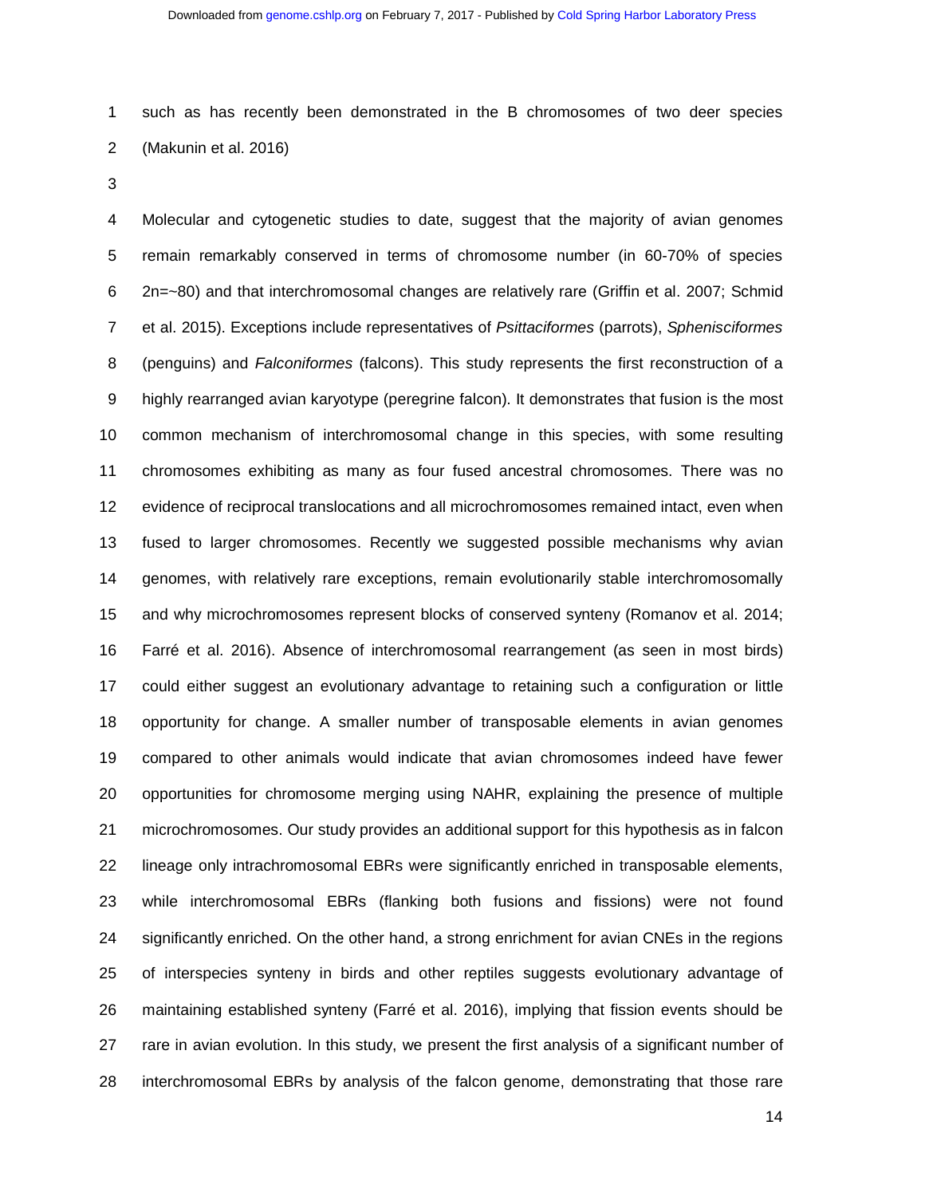such as has recently been demonstrated in the B chromosomes of two deer species (Makunin et al. 2016)

Molecular and cytogenetic studies to date, suggest that the majority of avian genomes remain remarkably conserved in terms of chromosome number (in 60-70% of species 2n=~80) and that interchromosomal changes are relatively rare (Griffin et al. 2007; Schmid et al. 2015). Exceptions include representatives of *Psittaciformes* (parrots), *Sphenisciformes* (penguins) and *Falconiformes* (falcons). This study represents the first reconstruction of a highly rearranged avian karyotype (peregrine falcon). It demonstrates that fusion is the most common mechanism of interchromosomal change in this species, with some resulting chromosomes exhibiting as many as four fused ancestral chromosomes. There was no evidence of reciprocal translocations and all microchromosomes remained intact, even when fused to larger chromosomes. Recently we suggested possible mechanisms why avian genomes, with relatively rare exceptions, remain evolutionarily stable interchromosomally and why microchromosomes represent blocks of conserved synteny (Romanov et al. 2014; Farré et al. 2016). Absence of interchromosomal rearrangement (as seen in most birds) could either suggest an evolutionary advantage to retaining such a configuration or little opportunity for change. A smaller number of transposable elements in avian genomes compared to other animals would indicate that avian chromosomes indeed have fewer opportunities for chromosome merging using NAHR, explaining the presence of multiple microchromosomes. Our study provides an additional support for this hypothesis as in falcon lineage only intrachromosomal EBRs were significantly enriched in transposable elements, while interchromosomal EBRs (flanking both fusions and fissions) were not found significantly enriched. On the other hand, a strong enrichment for avian CNEs in the regions of interspecies synteny in birds and other reptiles suggests evolutionary advantage of maintaining established synteny (Farré et al. 2016), implying that fission events should be rare in avian evolution. In this study, we present the first analysis of a significant number of interchromosomal EBRs by analysis of the falcon genome, demonstrating that those rare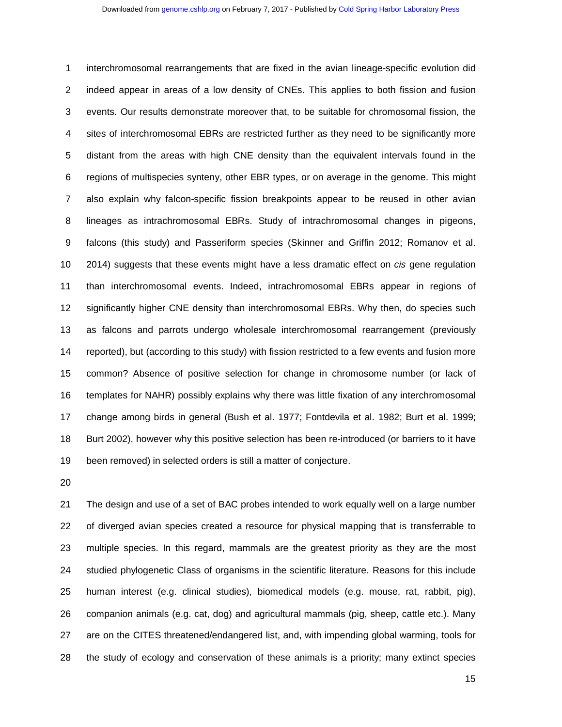interchromosomal rearrangements that are fixed in the avian lineage-specific evolution did indeed appear in areas of a low density of CNEs. This applies to both fission and fusion events. Our results demonstrate moreover that, to be suitable for chromosomal fission, the sites of interchromosomal EBRs are restricted further as they need to be significantly more distant from the areas with high CNE density than the equivalent intervals found in the regions of multispecies synteny, other EBR types, or on average in the genome. This might also explain why falcon-specific fission breakpoints appear to be reused in other avian lineages as intrachromosomal EBRs. Study of intrachromosomal changes in pigeons, falcons (this study) and Passeriform species (Skinner and Griffin 2012; Romanov et al. 2014) suggests that these events might have a less dramatic effect on *cis* gene regulation than interchromosomal events. Indeed, intrachromosomal EBRs appear in regions of significantly higher CNE density than interchromosomal EBRs. Why then, do species such as falcons and parrots undergo wholesale interchromosomal rearrangement (previously reported), but (according to this study) with fission restricted to a few events and fusion more common? Absence of positive selection for change in chromosome number (or lack of templates for NAHR) possibly explains why there was little fixation of any interchromosomal change among birds in general (Bush et al. 1977; Fontdevila et al. 1982; Burt et al. 1999; Burt 2002), however why this positive selection has been re-introduced (or barriers to it have been removed) in selected orders is still a matter of conjecture.

The design and use of a set of BAC probes intended to work equally well on a large number of diverged avian species created a resource for physical mapping that is transferrable to multiple species. In this regard, mammals are the greatest priority as they are the most studied phylogenetic Class of organisms in the scientific literature. Reasons for this include human interest (e.g. clinical studies), biomedical models (e.g. mouse, rat, rabbit, pig), companion animals (e.g. cat, dog) and agricultural mammals (pig, sheep, cattle etc.). Many are on the CITES threatened/endangered list, and, with impending global warming, tools for the study of ecology and conservation of these animals is a priority; many extinct species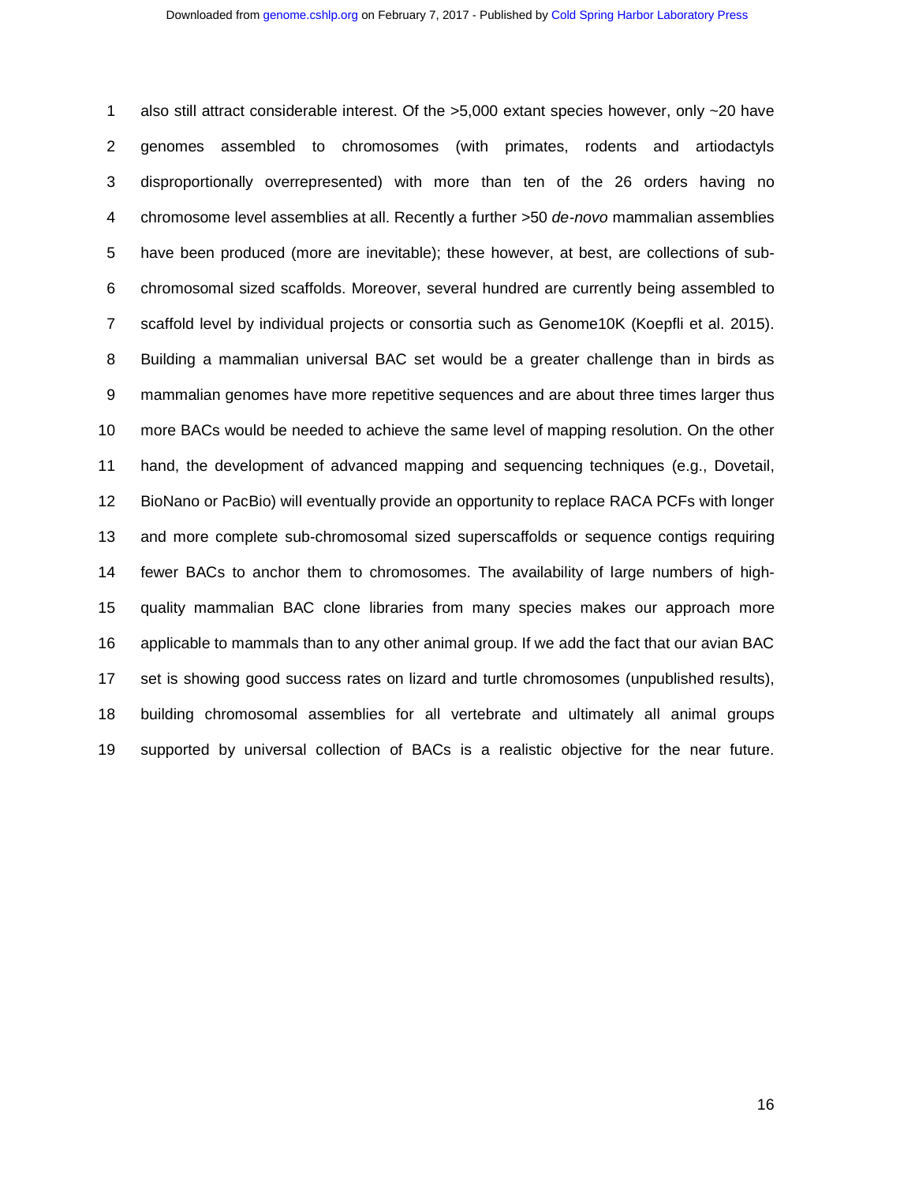also still attract considerable interest. Of the >5,000 extant species however, only ~20 have genomes assembled to chromosomes (with primates, rodents and artiodactyls disproportionally overrepresented) with more than ten of the 26 orders having no chromosome level assemblies at all. Recently a further >50 *de-novo* mammalian assemblies have been produced (more are inevitable); these however, at best, are collections of sub-chromosomal sized scaffolds. Moreover, several hundred are currently being assembled to scaffold level by individual projects or consortia such as Genome10K (Koepfli et al. 2015). Building a mammalian universal BAC set would be a greater challenge than in birds as mammalian genomes have more repetitive sequences and are about three times larger thus more BACs would be needed to achieve the same level of mapping resolution. On the other hand, the development of advanced mapping and sequencing techniques (e.g., Dovetail, BioNano or PacBio) will eventually provide an opportunity to replace RACA PCFs with longer and more complete sub-chromosomal sized superscaffolds or sequence contigs requiring fewer BACs to anchor them to chromosomes. The availability of large numbers of high-quality mammalian BAC clone libraries from many species makes our approach more applicable to mammals than to any other animal group. If we add the fact that our avian BAC set is showing good success rates on lizard and turtle chromosomes (unpublished results), building chromosomal assemblies for all vertebrate and ultimately all animal groups supported by universal collection of BACs is a realistic objective for the near future.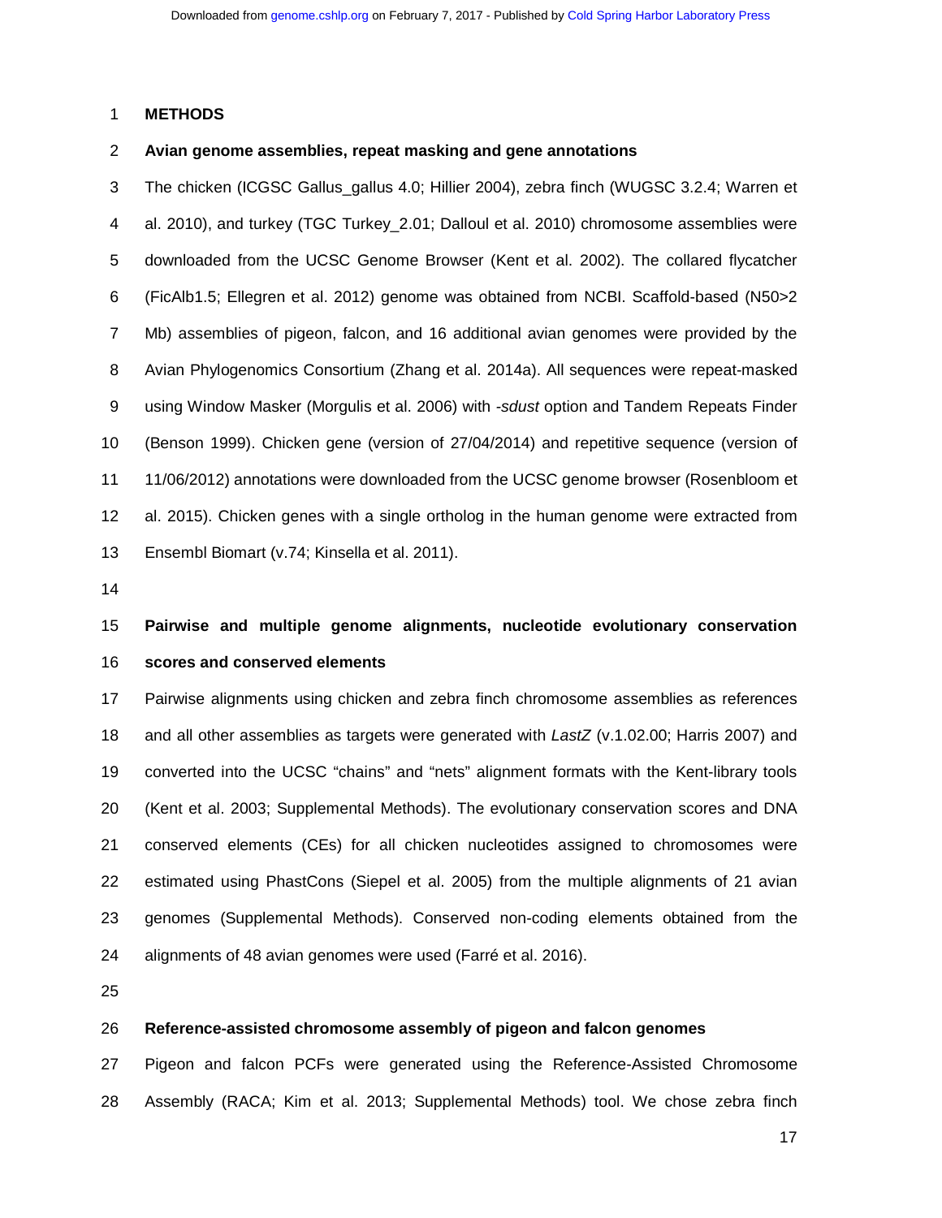# METHODS

## Avian genome assemblies, repeat masking and gene annotations

The chicken (ICGSC Gallus_gallus 4.0; Hillier 2004), zebra finch (WUGSC 3.2.4; Warren et al. 2010), and turkey (TGC Turkey_2.01; Dalloul et al. 2010) chromosome assemblies were downloaded from the UCSC Genome Browser (Kent et al. 2002). The collared flycatcher (FicAlb1.5; Ellegren et al. 2012) genome was obtained from NCBI. Scaffold-based (N50>2 Mb) assemblies of pigeon, falcon, and 16 additional avian genomes were provided by the Avian Phylogenomics Consortium (Zhang et al. 2014a). All sequences were repeat-masked using Window Masker (Morgulis et al. 2006) with *-sdust* option and Tandem Repeats Finder (Benson 1999). Chicken gene (version of 27/04/2014) and repetitive sequence (version of 11/06/2012) annotations were downloaded from the UCSC genome browser (Rosenbloom et al. 2015). Chicken genes with a single ortholog in the human genome were extracted from Ensembl Biomart (v.74; Kinsella et al. 2011).

## Pairwise and multiple genome alignments, nucleotide evolutionary conservation scores and conserved elements

Pairwise alignments using chicken and zebra finch chromosome assemblies as references and all other assemblies as targets were generated with *LastZ* (v.1.02.00; Harris 2007) and converted into the UCSC "chains" and "nets" alignment formats with the Kent-library tools (Kent et al. 2003; Supplemental Methods). The evolutionary conservation scores and DNA conserved elements (CEs) for all chicken nucleotides assigned to chromosomes were estimated using PhastCons (Siepel et al. 2005) from the multiple alignments of 21 avian genomes (Supplemental Methods). Conserved non-coding elements obtained from the alignments of 48 avian genomes were used (Farré et al. 2016).

## Reference-assisted chromosome assembly of pigeon and falcon genomes

Pigeon and falcon PCFs were generated using the Reference-Assisted Chromosome Assembly (RACA; Kim et al. 2013; Supplemental Methods) tool. We chose zebra finch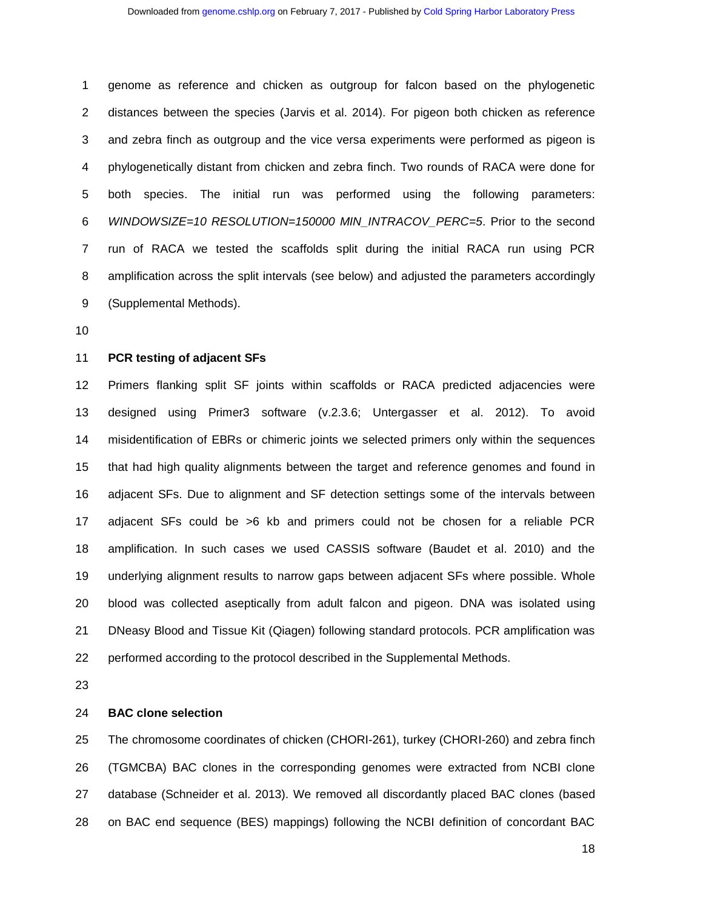genome as reference and chicken as outgroup for falcon based on the phylogenetic distances between the species (Jarvis et al. 2014). For pigeon both chicken as reference and zebra finch as outgroup and the vice versa experiments were performed as pigeon is phylogenetically distant from chicken and zebra finch. Two rounds of RACA were done for both species. The initial run was performed using the following parameters: *WINDOWSIZE=10 RESOLUTION=150000 MIN_INTRACOV_PERC=5*. Prior to the second run of RACA we tested the scaffolds split during the initial RACA run using PCR amplification across the split intervals (see below) and adjusted the parameters accordingly (Supplemental Methods).

**PCR testing of adjacent SFs**

Primers flanking split SF joints within scaffolds or RACA predicted adjacencies were designed using Primer3 software (v.2.3.6; Untergasser et al. 2012). To avoid misidentification of EBRs or chimeric joints we selected primers only within the sequences that had high quality alignments between the target and reference genomes and found in adjacent SFs. Due to alignment and SF detection settings some of the intervals between adjacent SFs could be >6 kb and primers could not be chosen for a reliable PCR amplification. In such cases we used CASSIS software (Baudet et al. 2010) and the underlying alignment results to narrow gaps between adjacent SFs where possible. Whole blood was collected aseptically from adult falcon and pigeon. DNA was isolated using DNeasy Blood and Tissue Kit (Qiagen) following standard protocols. PCR amplification was performed according to the protocol described in the Supplemental Methods.

**BAC clone selection**

The chromosome coordinates of chicken (CHORI-261), turkey (CHORI-260) and zebra finch (TGMCBA) BAC clones in the corresponding genomes were extracted from NCBI clone database (Schneider et al. 2013). We removed all discordantly placed BAC clones (based on BAC end sequence (BES) mappings) following the NCBI definition of concordant BAC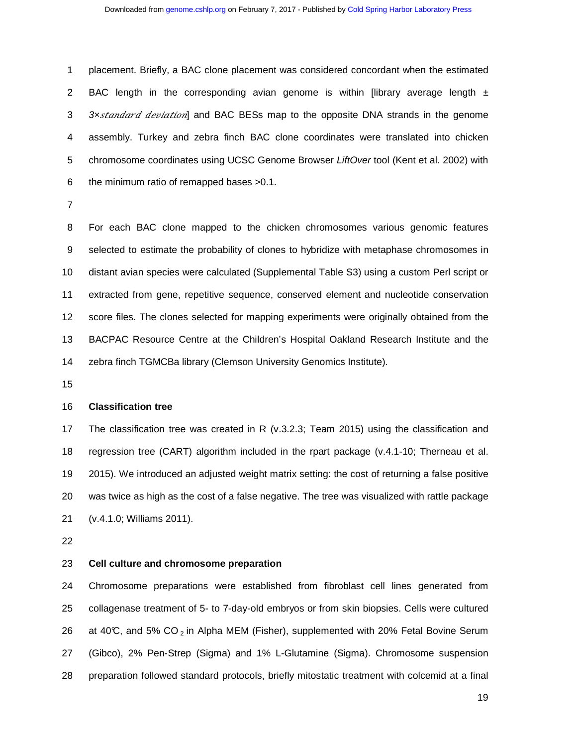placement. Briefly, a BAC clone placement was considered concordant when the estimated BAC length in the corresponding avian genome is within [library average length ± 3×*standard deviation*] and BAC BESs map to the opposite DNA strands in the genome assembly. Turkey and zebra finch BAC clone coordinates were translated into chicken chromosome coordinates using UCSC Genome Browser *LiftOver* tool (Kent et al. 2002) with the minimum ratio of remapped bases >0.1.

For each BAC clone mapped to the chicken chromosomes various genomic features selected to estimate the probability of clones to hybridize with metaphase chromosomes in distant avian species were calculated (Supplemental Table S3) using a custom Perl script or extracted from gene, repetitive sequence, conserved element and nucleotide conservation score files. The clones selected for mapping experiments were originally obtained from the BACPAC Resource Centre at the Children's Hospital Oakland Research Institute and the zebra finch TGMCBa library (Clemson University Genomics Institute).

**Classification tree**

The classification tree was created in R (v.3.2.3; Team 2015) using the classification and regression tree (CART) algorithm included in the rpart package (v.4.1-10; Therneau et al. 2015). We introduced an adjusted weight matrix setting: the cost of returning a false positive was twice as high as the cost of a false negative. The tree was visualized with rattle package (v.4.1.0; Williams 2011).

**Cell culture and chromosome preparation**

Chromosome preparations were established from fibroblast cell lines generated from collagenase treatment of 5- to 7-day-old embryos or from skin biopsies. Cells were cultured at 40°C, and 5% $CO_2$ in Alpha MEM (Fisher), supplemented with 20% Fetal Bovine Serum (Gibco), 2% Pen-Strep (Sigma) and 1% L-Glutamine (Sigma). Chromosome suspension preparation followed standard protocols, briefly mitostatic treatment with colcemid at a final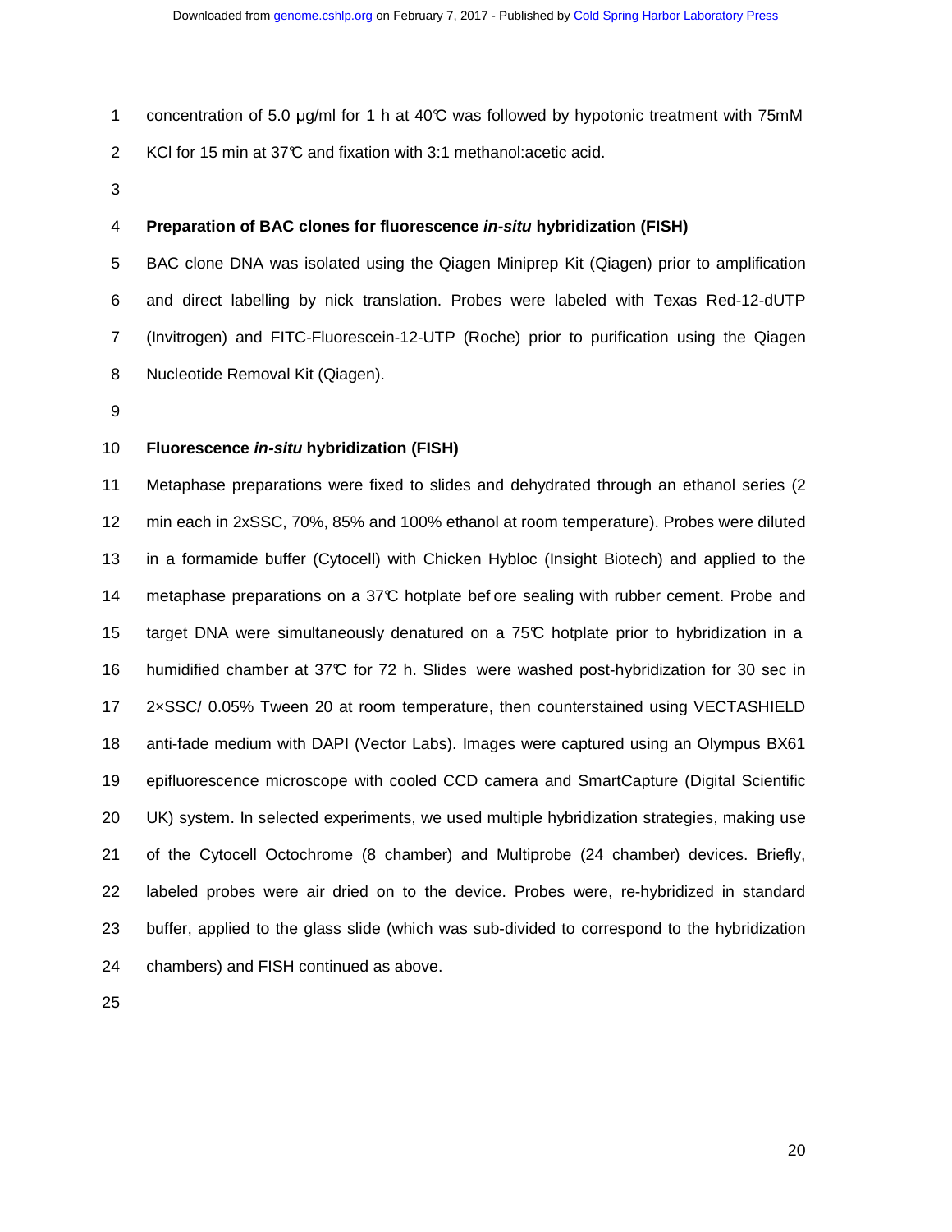concentration of 5.0 µg/ml for 1 h at 40℃ was followed by hypotonic treatment with 75mM KCl for 15 min at 37℃ and fixation with 3:1 methanol:acetic acid.

### Preparation of BAC clones for fluorescence *in-situ* hybridization (FISH)

BAC clone DNA was isolated using the Qiagen Miniprep Kit (Qiagen) prior to amplification and direct labelling by nick translation. Probes were labeled with Texas Red-12-dUTP (Invitrogen) and FITC-Fluorescein-12-UTP (Roche) prior to purification using the Qiagen Nucleotide Removal Kit (Qiagen).

### Fluorescence *in-situ* hybridization (FISH)

Metaphase preparations were fixed to slides and dehydrated through an ethanol series (2 min each in 2xSSC, 70%, 85% and 100% ethanol at room temperature). Probes were diluted in a formamide buffer (Cytocell) with Chicken Hybloc (Insight Biotech) and applied to the metaphase preparations on a 37℃ hotplate bef ore sealing with rubber cement. Probe and target DNA were simultaneously denatured on a 75℃ hotplate prior to hybridization in a humidified chamber at 37℃ for 72 h. Slides were washed post-hybridization for 30 sec in 2×SSC/ 0.05% Tween 20 at room temperature, then counterstained using VECTASHIELD anti-fade medium with DAPI (Vector Labs). Images were captured using an Olympus BX61 epifluorescence microscope with cooled CCD camera and SmartCapture (Digital Scientific UK) system. In selected experiments, we used multiple hybridization strategies, making use of the Cytocell Octochrome (8 chamber) and Multiprobe (24 chamber) devices. Briefly, labeled probes were air dried on to the device. Probes were, re-hybridized in standard buffer, applied to the glass slide (which was sub-divided to correspond to the hybridization chambers) and FISH continued as above.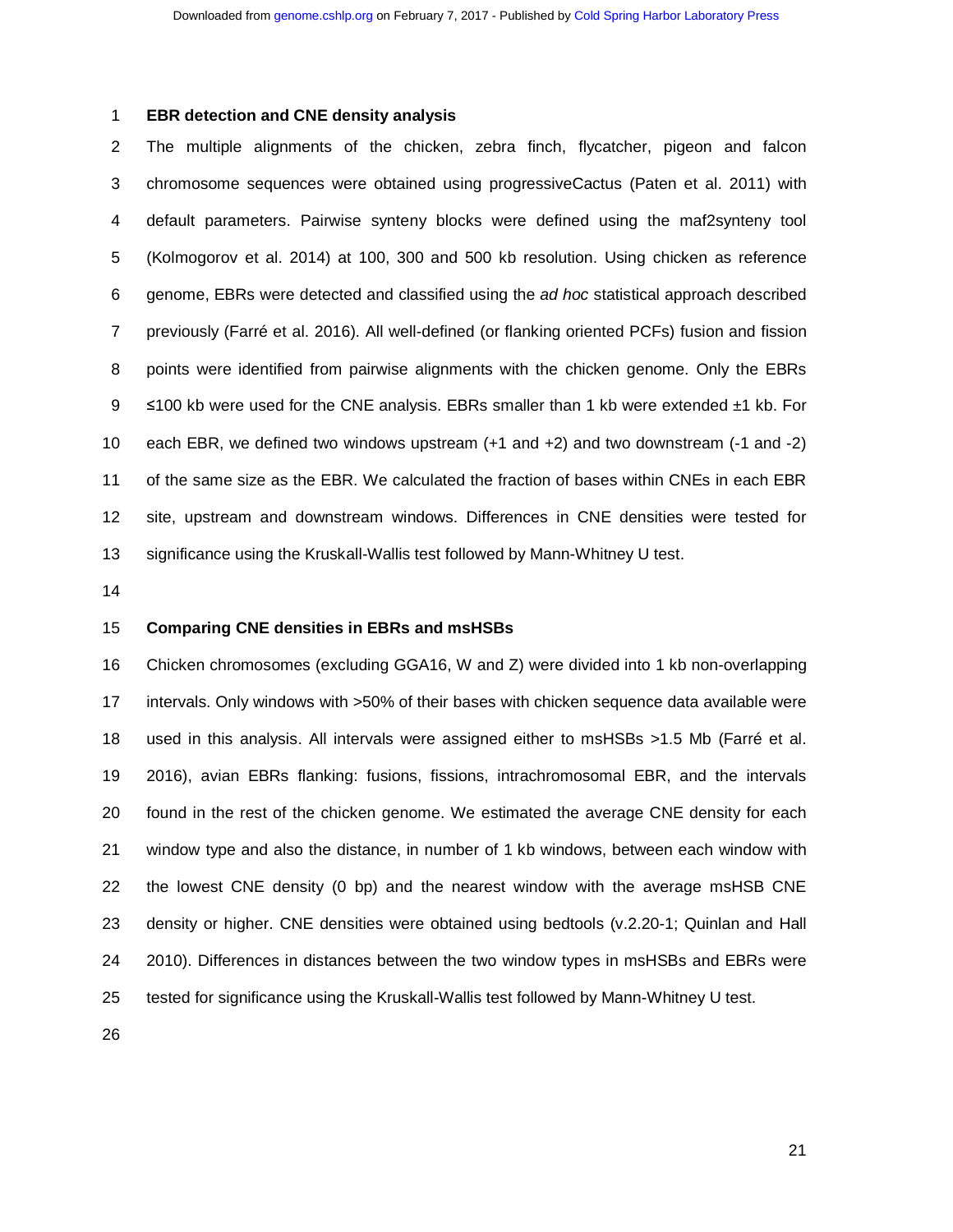**EBR detection and CNE density analysis**

The multiple alignments of the chicken, zebra finch, flycatcher, pigeon and falcon chromosome sequences were obtained using progressiveCactus (Paten et al. 2011) with default parameters. Pairwise synteny blocks were defined using the maf2synteny tool (Kolmogorov et al. 2014) at 100, 300 and 500 kb resolution. Using chicken as reference genome, EBRs were detected and classified using the *ad hoc* statistical approach described previously (Farré et al. 2016). All well-defined (or flanking oriented PCFs) fusion and fission points were identified from pairwise alignments with the chicken genome. Only the EBRs ≤100 kb were used for the CNE analysis. EBRs smaller than 1 kb were extended ±1 kb. For each EBR, we defined two windows upstream (+1 and +2) and two downstream (-1 and -2) of the same size as the EBR. We calculated the fraction of bases within CNEs in each EBR site, upstream and downstream windows. Differences in CNE densities were tested for significance using the Kruskall-Wallis test followed by Mann-Whitney U test.

**Comparing CNE densities in EBRs and msHSBs**

Chicken chromosomes (excluding GGA16, W and Z) were divided into 1 kb non-overlapping intervals. Only windows with >50% of their bases with chicken sequence data available were used in this analysis. All intervals were assigned either to msHSBs >1.5 Mb (Farré et al. 2016), avian EBRs flanking: fusions, fissions, intrachromosomal EBR, and the intervals found in the rest of the chicken genome. We estimated the average CNE density for each window type and also the distance, in number of 1 kb windows, between each window with the lowest CNE density (0 bp) and the nearest window with the average msHSB CNE density or higher. CNE densities were obtained using bedtools (v.2.20-1; Quinlan and Hall 2010). Differences in distances between the two window types in msHSBs and EBRs were tested for significance using the Kruskall-Wallis test followed by Mann-Whitney U test.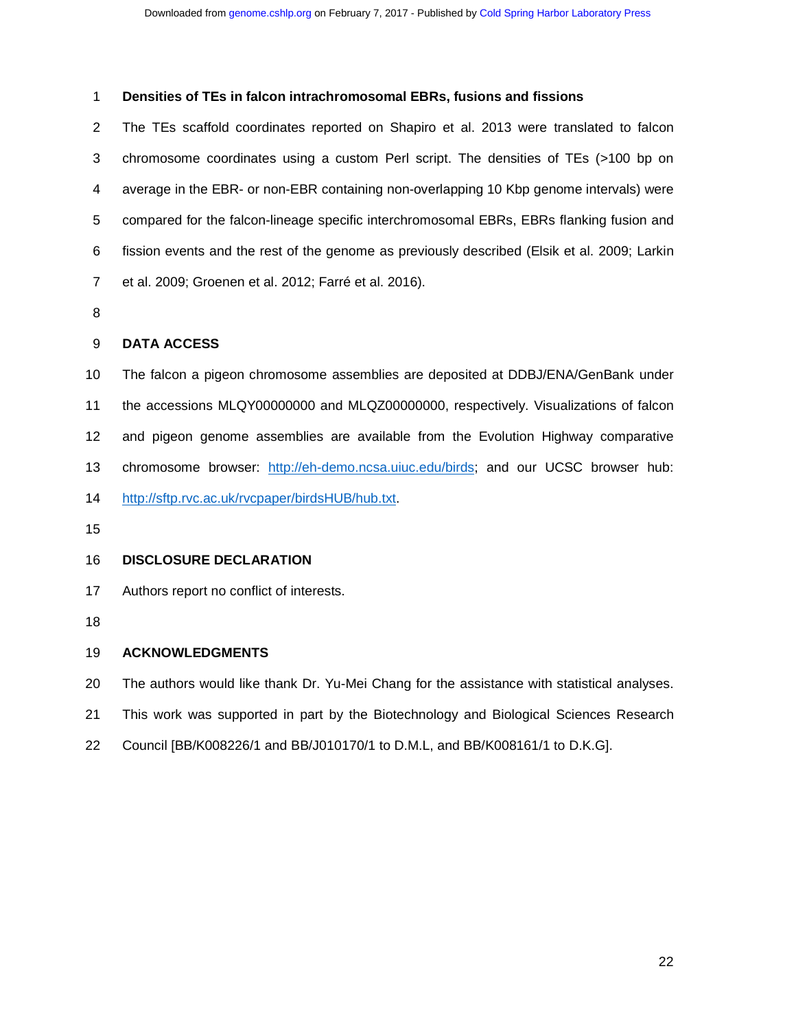**Densities of TEs in falcon intrachromosomal EBRs, fusions and fissions**

The TEs scaffold coordinates reported on Shapiro et al. 2013 were translated to falcon chromosome coordinates using a custom Perl script. The densities of TEs (>100 bp on average in the EBR- or non-EBR containing non-overlapping 10 Kbp genome intervals) were compared for the falcon-lineage specific interchromosomal EBRs, EBRs flanking fusion and fission events and the rest of the genome as previously described (Elsik et al. 2009; Larkin et al. 2009; Groenen et al. 2012; Farré et al. 2016).

## DATA ACCESS

The falcon a pigeon chromosome assemblies are deposited at DDBJ/ENA/GenBank under the accessions MLQY00000000 and MLQZ00000000, respectively. Visualizations of falcon and pigeon genome assemblies are available from the Evolution Highway comparative chromosome browser: http://eh-demo.ncsa.uiuc.edu/birds; and our UCSC browser hub: http://sftp.rvc.ac.uk/rvcpaper/birdsHUB/hub.txt.

## DISCLOSURE DECLARATION

Authors report no conflict of interests.

## ACKNOWLEDGMENTS

The authors would like thank Dr. Yu-Mei Chang for the assistance with statistical analyses. This work was supported in part by the Biotechnology and Biological Sciences Research Council [BB/K008226/1 and BB/J010170/1 to D.M.L, and BB/K008161/1 to D.K.G].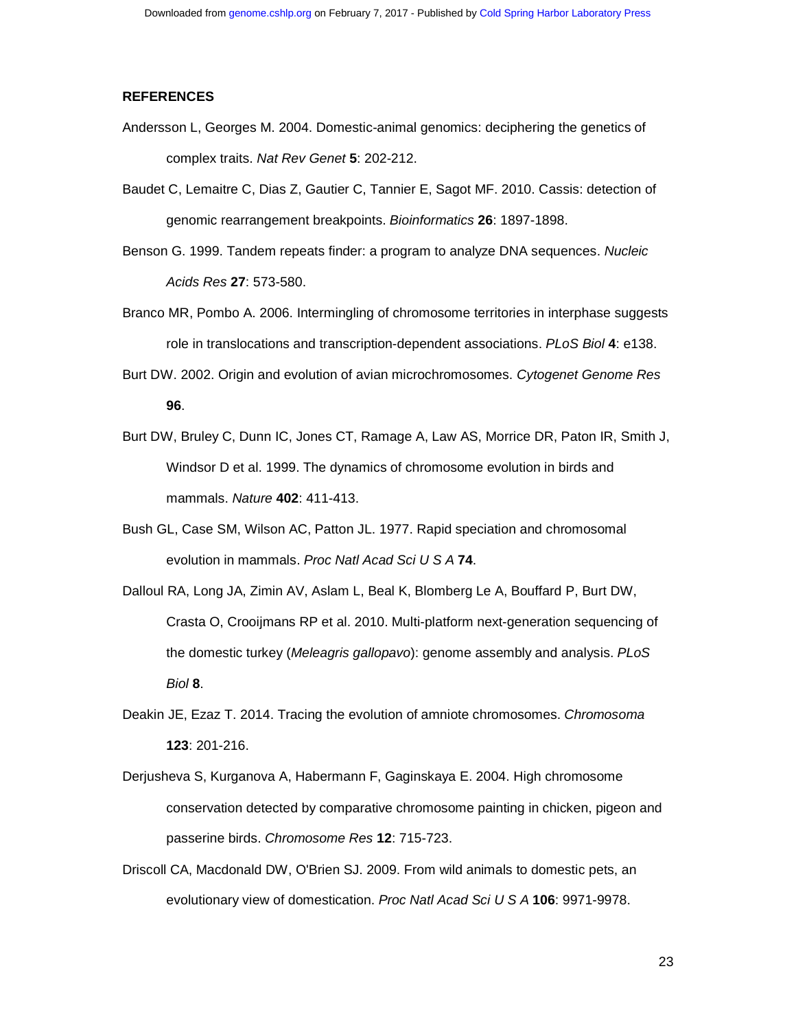## REFERENCES

Andersson L, Georges M. 2004. Domestic-animal genomics: deciphering the genetics of complex traits. *Nat Rev Genet* **5**: 202-212.

Baudet C, Lemaitre C, Dias Z, Gautier C, Tannier E, Sagot MF. 2010. Cassis: detection of genomic rearrangement breakpoints. *Bioinformatics* **26**: 1897-1898.

Benson G. 1999. Tandem repeats finder: a program to analyze DNA sequences. *Nucleic Acids Res* **27**: 573-580.

Branco MR, Pombo A. 2006. Intermingling of chromosome territories in interphase suggests role in translocations and transcription-dependent associations. *PLoS Biol* **4**: e138.

Burt DW. 2002. Origin and evolution of avian microchromosomes. *Cytogenet Genome Res* **96**.

Burt DW, Bruley C, Dunn IC, Jones CT, Ramage A, Law AS, Morrice DR, Paton IR, Smith J, Windsor D et al. 1999. The dynamics of chromosome evolution in birds and mammals. *Nature* **402**: 411-413.

Bush GL, Case SM, Wilson AC, Patton JL. 1977. Rapid speciation and chromosomal evolution in mammals. *Proc Natl Acad Sci U S A* **74**.

Dalloul RA, Long JA, Zimin AV, Aslam L, Beal K, Blomberg Le A, Bouffard P, Burt DW, Crasta O, Crooijmans RP et al. 2010. Multi-platform next-generation sequencing of the domestic turkey (*Meleagris gallopavo*): genome assembly and analysis. *PLoS Biol* **8**.

Deakin JE, Ezaz T. 2014. Tracing the evolution of amniote chromosomes. *Chromosoma* **123**: 201-216.

Derjusheva S, Kurganova A, Habermann F, Gaginskaya E. 2004. High chromosome conservation detected by comparative chromosome painting in chicken, pigeon and passerine birds. *Chromosome Res* **12**: 715-723.

Driscoll CA, Macdonald DW, O'Brien SJ. 2009. From wild animals to domestic pets, an evolutionary view of domestication. *Proc Natl Acad Sci U S A* **106**: 9971-9978.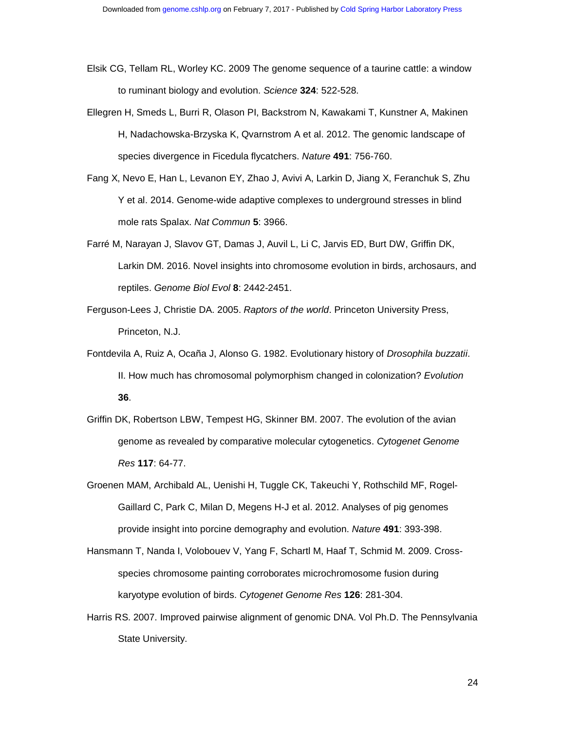Elsik CG, Tellam RL, Worley KC. 2009 The genome sequence of a taurine cattle: a window to ruminant biology and evolution. *Science* **324**: 522-528.

Ellegren H, Smeds L, Burri R, Olason PI, Backstrom N, Kawakami T, Kunstner A, Makinen H, Nadachowska-Brzyska K, Qvarnstrom A et al. 2012. The genomic landscape of species divergence in Ficedula flycatchers. *Nature* **491**: 756-760.

Fang X, Nevo E, Han L, Levanon EY, Zhao J, Avivi A, Larkin D, Jiang X, Feranchuk S, Zhu Y et al. 2014. Genome-wide adaptive complexes to underground stresses in blind mole rats Spalax. *Nat Commun* **5**: 3966.

Farré M, Narayan J, Slavov GT, Damas J, Auvil L, Li C, Jarvis ED, Burt DW, Griffin DK, Larkin DM. 2016. Novel insights into chromosome evolution in birds, archosaurs, and reptiles. *Genome Biol Evol* **8**: 2442-2451.

Ferguson-Lees J, Christie DA. 2005. *Raptors of the world*. Princeton University Press, Princeton, N.J.

Fontdevila A, Ruiz A, Ocaña J, Alonso G. 1982. Evolutionary history of *Drosophila buzzatii*. II. How much has chromosomal polymorphism changed in colonization? *Evolution* **36**.

Griffin DK, Robertson LBW, Tempest HG, Skinner BM. 2007. The evolution of the avian genome as revealed by comparative molecular cytogenetics. *Cytogenet Genome Res* **117**: 64-77.

Groenen MAM, Archibald AL, Uenishi H, Tuggle CK, Takeuchi Y, Rothschild MF, Rogel-Gaillard C, Park C, Milan D, Megens H-J et al. 2012. Analyses of pig genomes provide insight into porcine demography and evolution. *Nature* **491**: 393-398.

Hansmann T, Nanda I, Volobouev V, Yang F, Schartl M, Haaf T, Schmid M. 2009. Cross-species chromosome painting corroborates microchromosome fusion during karyotype evolution of birds. *Cytogenet Genome Res* **126**: 281-304.

Harris RS. 2007. Improved pairwise alignment of genomic DNA. Vol Ph.D. The Pennsylvania State University.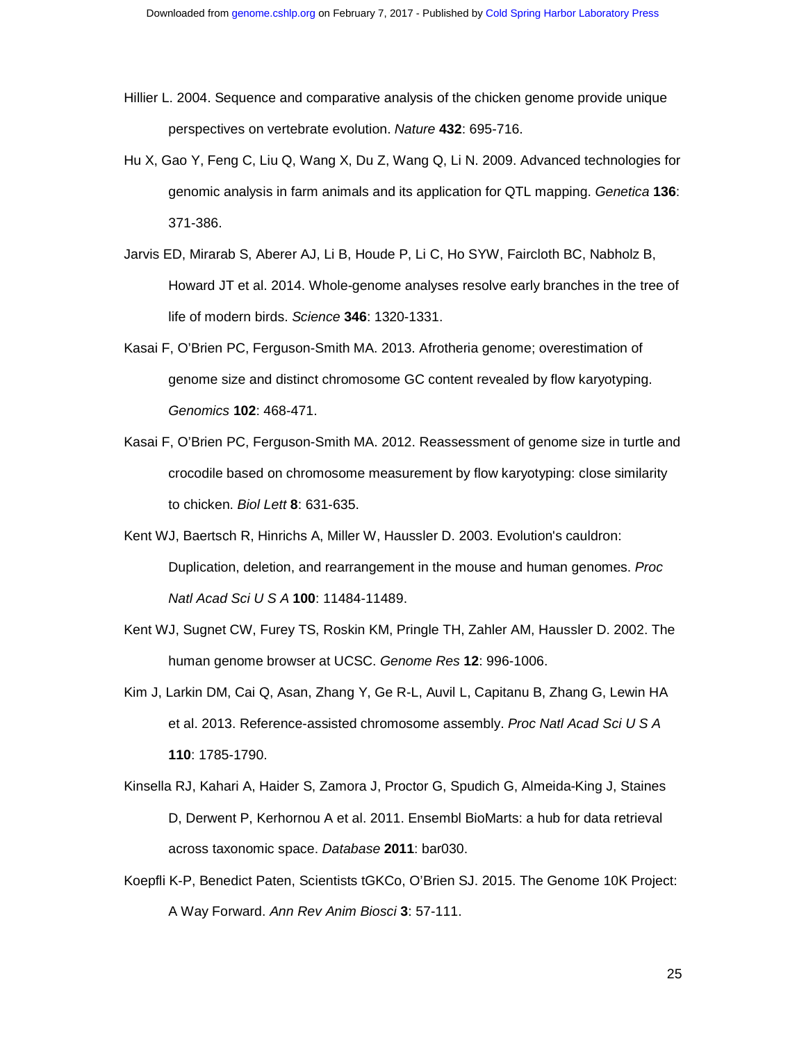Hillier L. 2004. Sequence and comparative analysis of the chicken genome provide unique perspectives on vertebrate evolution. *Nature* **432**: 695-716.

Hu X, Gao Y, Feng C, Liu Q, Wang X, Du Z, Wang Q, Li N. 2009. Advanced technologies for genomic analysis in farm animals and its application for QTL mapping. *Genetica* **136**: 371-386.

Jarvis ED, Mirarab S, Aberer AJ, Li B, Houde P, Li C, Ho SYW, Faircloth BC, Nabholz B, Howard JT et al. 2014. Whole-genome analyses resolve early branches in the tree of life of modern birds. *Science* **346**: 1320-1331.

Kasai F, O'Brien PC, Ferguson-Smith MA. 2013. Afrotheria genome; overestimation of genome size and distinct chromosome GC content revealed by flow karyotyping. *Genomics* **102**: 468-471.

Kasai F, O'Brien PC, Ferguson-Smith MA. 2012. Reassessment of genome size in turtle and crocodile based on chromosome measurement by flow karyotyping: close similarity to chicken. *Biol Lett* **8**: 631-635.

Kent WJ, Baertsch R, Hinrichs A, Miller W, Haussler D. 2003. Evolution's cauldron: Duplication, deletion, and rearrangement in the mouse and human genomes. *Proc Natl Acad Sci U S A* **100**: 11484-11489.

Kent WJ, Sugnet CW, Furey TS, Roskin KM, Pringle TH, Zahler AM, Haussler D. 2002. The human genome browser at UCSC. *Genome Res* **12**: 996-1006.

Kim J, Larkin DM, Cai Q, Asan, Zhang Y, Ge R-L, Auvil L, Capitanu B, Zhang G, Lewin HA et al. 2013. Reference-assisted chromosome assembly. *Proc Natl Acad Sci U S A* **110**: 1785-1790.

Kinsella RJ, Kahari A, Haider S, Zamora J, Proctor G, Spudich G, Almeida-King J, Staines D, Derwent P, Kerhornou A et al. 2011. Ensembl BioMarts: a hub for data retrieval across taxonomic space. *Database* **2011**: bar030.

Koepfli K-P, Benedict Paten, Scientists tGKCo, O'Brien SJ. 2015. The Genome 10K Project: A Way Forward. *Ann Rev Anim Biosci* **3**: 57-111.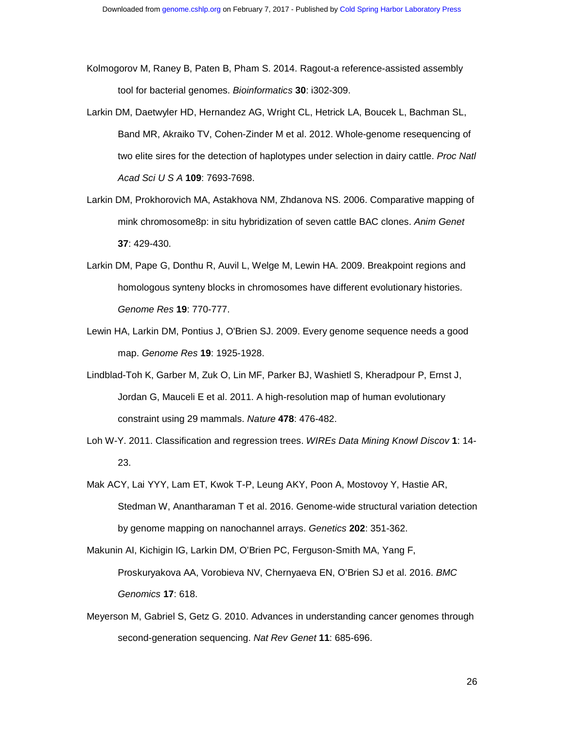Kolmogorov M, Raney B, Paten B, Pham S. 2014. Ragout-a reference-assisted assembly tool for bacterial genomes. *Bioinformatics* **30**: i302-309.

Larkin DM, Daetwyler HD, Hernandez AG, Wright CL, Hetrick LA, Boucek L, Bachman SL, Band MR, Akraiko TV, Cohen-Zinder M et al. 2012. Whole-genome resequencing of two elite sires for the detection of haplotypes under selection in dairy cattle. *Proc Natl Acad Sci U S A* **109**: 7693-7698.

Larkin DM, Prokhorovich MA, Astakhova NM, Zhdanova NS. 2006. Comparative mapping of mink chromosome8p: in situ hybridization of seven cattle BAC clones. *Anim Genet* **37**: 429-430.

Larkin DM, Pape G, Donthu R, Auvil L, Welge M, Lewin HA. 2009. Breakpoint regions and homologous synteny blocks in chromosomes have different evolutionary histories. *Genome Res* **19**: 770-777.

Lewin HA, Larkin DM, Pontius J, O'Brien SJ. 2009. Every genome sequence needs a good map. *Genome Res* **19**: 1925-1928.

Lindblad-Toh K, Garber M, Zuk O, Lin MF, Parker BJ, Washietl S, Kheradpour P, Ernst J, Jordan G, Mauceli E et al. 2011. A high-resolution map of human evolutionary constraint using 29 mammals. *Nature* **478**: 476-482.

Loh W-Y. 2011. Classification and regression trees. *WIREs Data Mining Knowl Discov* **1**: 14-23.

Mak ACY, Lai YYY, Lam ET, Kwok T-P, Leung AKY, Poon A, Mostovoy Y, Hastie AR, Stedman W, Anantharaman T et al. 2016. Genome-wide structural variation detection by genome mapping on nanochannel arrays. *Genetics* **202**: 351-362.

Makunin AI, Kichigin IG, Larkin DM, O'Brien PC, Ferguson-Smith MA, Yang F, Proskuryakova AA, Vorobieva NV, Chernyaeva EN, O'Brien SJ et al. 2016. *BMC Genomics* **17**: 618.

Meyerson M, Gabriel S, Getz G. 2010. Advances in understanding cancer genomes through second-generation sequencing. *Nat Rev Genet* **11**: 685-696.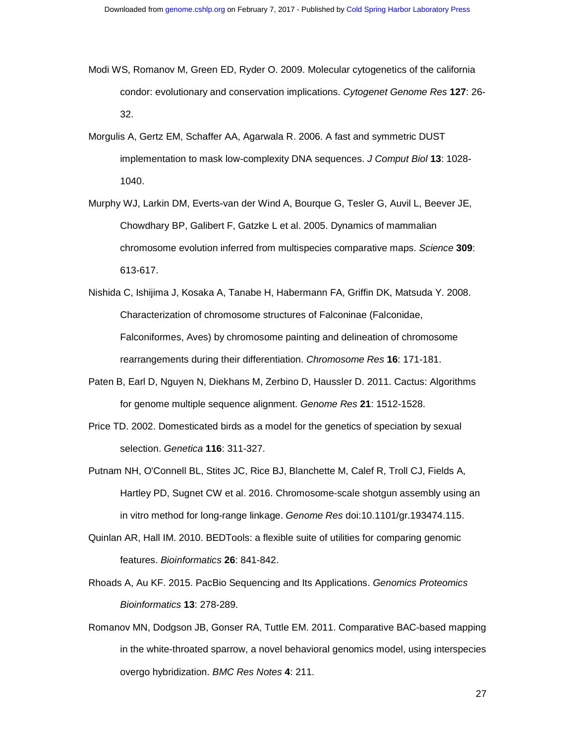Modi WS, Romanov M, Green ED, Ryder O. 2009. Molecular cytogenetics of the california condor: evolutionary and conservation implications. *Cytogenet Genome Res* **127**: 26-32.

Morgulis A, Gertz EM, Schaffer AA, Agarwala R. 2006. A fast and symmetric DUST implementation to mask low-complexity DNA sequences. *J Comput Biol* **13**: 1028-1040.

Murphy WJ, Larkin DM, Everts-van der Wind A, Bourque G, Tesler G, Auvil L, Beever JE, Chowdhary BP, Galibert F, Gatzke L et al. 2005. Dynamics of mammalian chromosome evolution inferred from multispecies comparative maps. *Science* **309**: 613-617.

Nishida C, Ishijima J, Kosaka A, Tanabe H, Habermann FA, Griffin DK, Matsuda Y. 2008. Characterization of chromosome structures of Falconinae (Falconidae, Falconiformes, Aves) by chromosome painting and delineation of chromosome rearrangements during their differentiation. *Chromosome Res* **16**: 171-181.

Paten B, Earl D, Nguyen N, Diekhans M, Zerbino D, Haussler D. 2011. Cactus: Algorithms for genome multiple sequence alignment. *Genome Res* **21**: 1512-1528.

Price TD. 2002. Domesticated birds as a model for the genetics of speciation by sexual selection. *Genetica* **116**: 311-327.

Putnam NH, O'Connell BL, Stites JC, Rice BJ, Blanchette M, Calef R, Troll CJ, Fields A, Hartley PD, Sugnet CW et al. 2016. Chromosome-scale shotgun assembly using an in vitro method for long-range linkage. *Genome Res* doi:10.1101/gr.193474.115.

Quinlan AR, Hall IM. 2010. BEDTools: a flexible suite of utilities for comparing genomic features. *Bioinformatics* **26**: 841-842.

Rhoads A, Au KF. 2015. PacBio Sequencing and Its Applications. *Genomics Proteomics Bioinformatics* **13**: 278-289.

Romanov MN, Dodgson JB, Gonser RA, Tuttle EM. 2011. Comparative BAC-based mapping in the white-throated sparrow, a novel behavioral genomics model, using interspecies overgo hybridization. *BMC Res Notes* **4**: 211.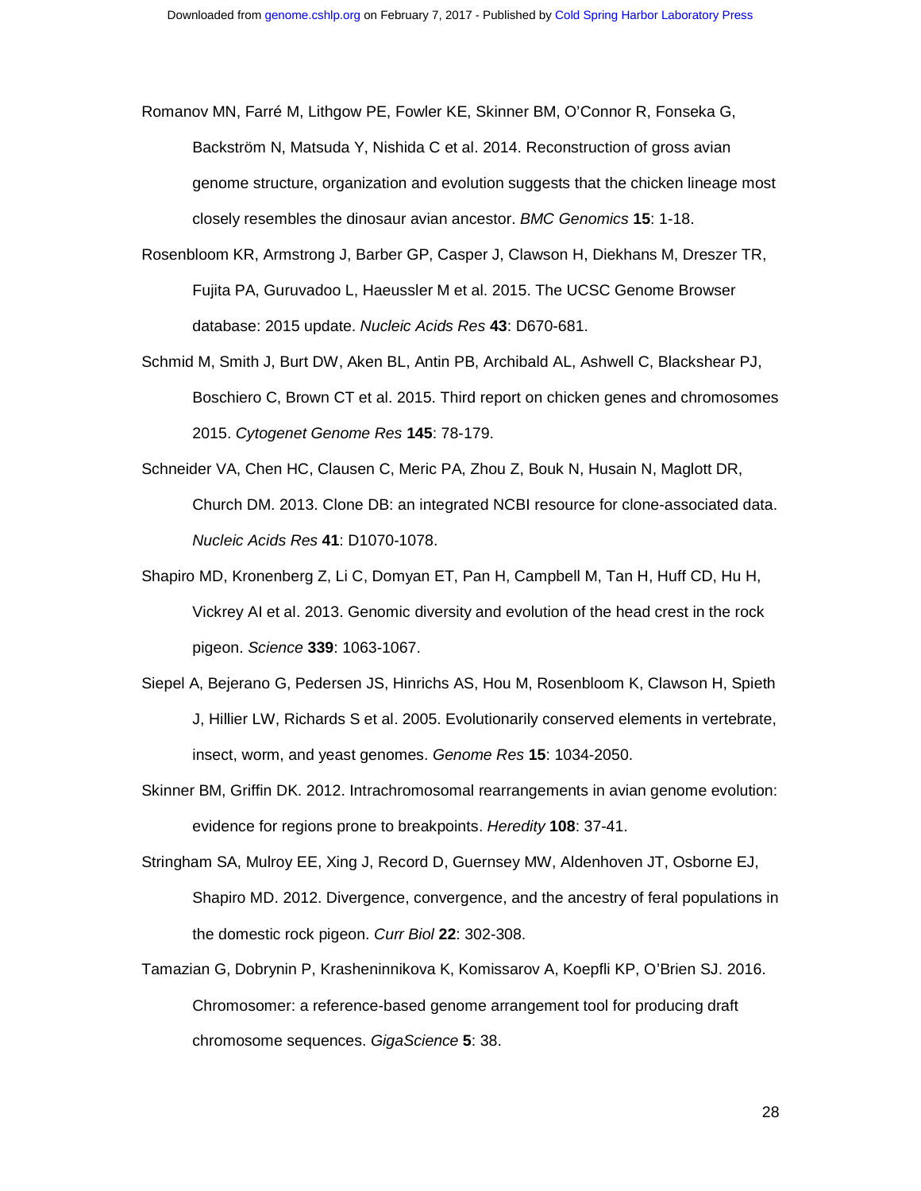Romanov MN, Farré M, Lithgow PE, Fowler KE, Skinner BM, O'Connor R, Fonseka G, Backström N, Matsuda Y, Nishida C et al. 2014. Reconstruction of gross avian genome structure, organization and evolution suggests that the chicken lineage most closely resembles the dinosaur avian ancestor. *BMC Genomics* **15**: 1-18.

Rosenbloom KR, Armstrong J, Barber GP, Casper J, Clawson H, Diekhans M, Dreszer TR, Fujita PA, Guruvadoo L, Haeussler M et al. 2015. The UCSC Genome Browser database: 2015 update. *Nucleic Acids Res* **43**: D670-681.

Schmid M, Smith J, Burt DW, Aken BL, Antin PB, Archibald AL, Ashwell C, Blackshear PJ, Boschiero C, Brown CT et al. 2015. Third report on chicken genes and chromosomes 2015. *Cytogenet Genome Res* **145**: 78-179.

Schneider VA, Chen HC, Clausen C, Meric PA, Zhou Z, Bouk N, Husain N, Maglott DR, Church DM. 2013. Clone DB: an integrated NCBI resource for clone-associated data. *Nucleic Acids Res* **41**: D1070-1078.

Shapiro MD, Kronenberg Z, Li C, Domyan ET, Pan H, Campbell M, Tan H, Huff CD, Hu H, Vickrey AI et al. 2013. Genomic diversity and evolution of the head crest in the rock pigeon. *Science* **339**: 1063-1067.

Siepel A, Bejerano G, Pedersen JS, Hinrichs AS, Hou M, Rosenbloom K, Clawson H, Spieth J, Hillier LW, Richards S et al. 2005. Evolutionarily conserved elements in vertebrate, insect, worm, and yeast genomes. *Genome Res* **15**: 1034-2050.

Skinner BM, Griffin DK. 2012. Intrachromosomal rearrangements in avian genome evolution: evidence for regions prone to breakpoints. *Heredity* **108**: 37-41.

Stringham SA, Mulroy EE, Xing J, Record D, Guernsey MW, Aldenhoven JT, Osborne EJ, Shapiro MD. 2012. Divergence, convergence, and the ancestry of feral populations in the domestic rock pigeon. *Curr Biol* **22**: 302-308.

Tamazian G, Dobrynin P, Krasheninnikova K, Komissarov A, Koepfli KP, O'Brien SJ. 2016. Chromosomer: a reference-based genome arrangement tool for producing draft chromosome sequences. *GigaScience* **5**: 38.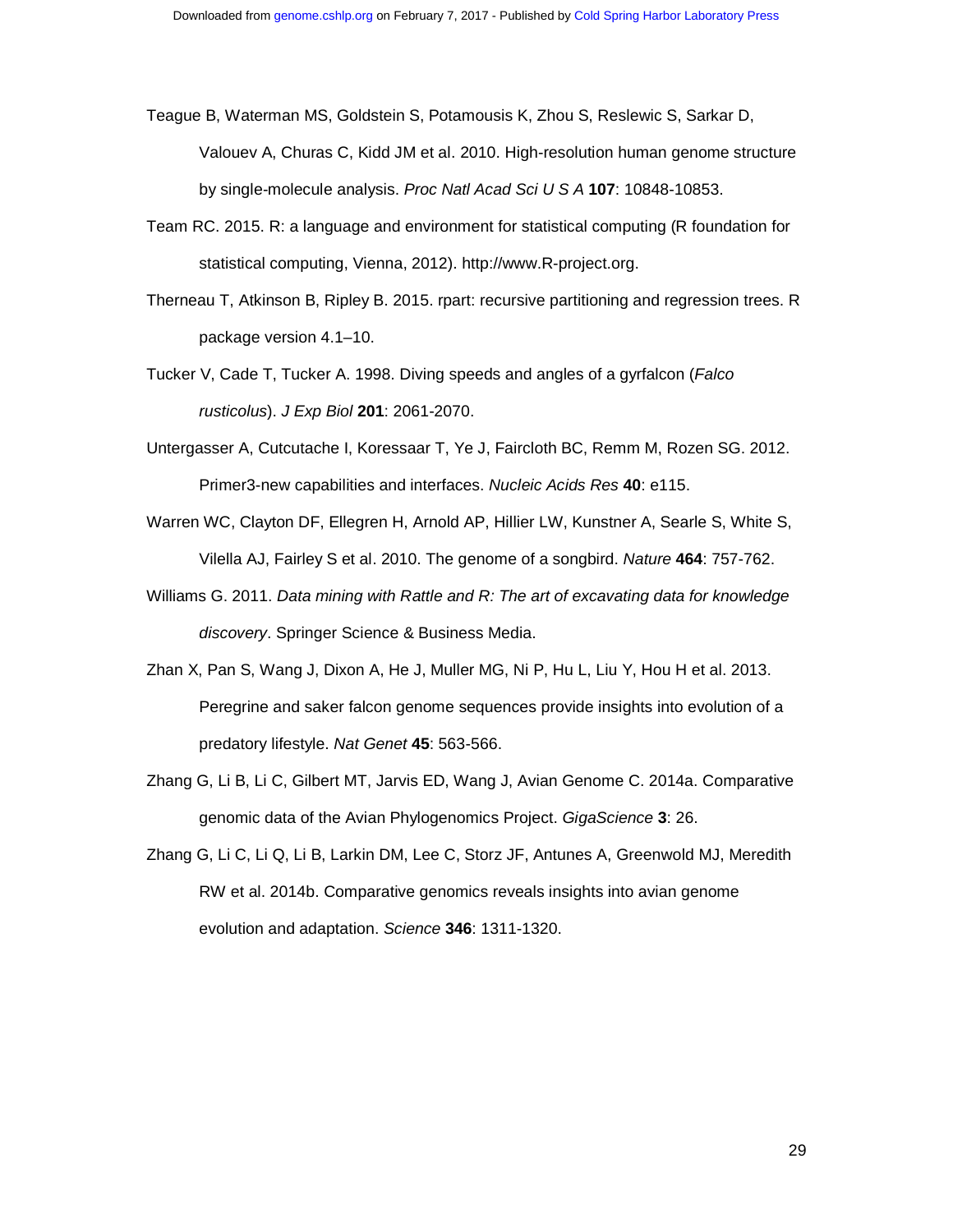Teague B, Waterman MS, Goldstein S, Potamousis K, Zhou S, Reslewic S, Sarkar D, Valouev A, Churas C, Kidd JM et al. 2010. High-resolution human genome structure by single-molecule analysis. *Proc Natl Acad Sci U S A* **107**: 10848-10853.

Team RC. 2015. R: a language and environment for statistical computing (R foundation for statistical computing, Vienna, 2012). http://www.R-project.org.

Therneau T, Atkinson B, Ripley B. 2015. rpart: recursive partitioning and regression trees. R package version 4.1–10.

Tucker V, Cade T, Tucker A. 1998. Diving speeds and angles of a gyrfalcon (*Falco rusticolus*). *J Exp Biol* **201**: 2061-2070.

Untergasser A, Cutcutache I, Koressaar T, Ye J, Faircloth BC, Remm M, Rozen SG. 2012. Primer3-new capabilities and interfaces. *Nucleic Acids Res* **40**: e115.

Warren WC, Clayton DF, Ellegren H, Arnold AP, Hillier LW, Kunstner A, Searle S, White S, Vilella AJ, Fairley S et al. 2010. The genome of a songbird. *Nature* **464**: 757-762.

Williams G. 2011. *Data mining with Rattle and R: The art of excavating data for knowledge discovery*. Springer Science & Business Media.

Zhan X, Pan S, Wang J, Dixon A, He J, Muller MG, Ni P, Hu L, Liu Y, Hou H et al. 2013. Peregrine and saker falcon genome sequences provide insights into evolution of a predatory lifestyle. *Nat Genet* **45**: 563-566.

Zhang G, Li B, Li C, Gilbert MT, Jarvis ED, Wang J, Avian Genome C. 2014a. Comparative genomic data of the Avian Phylogenomics Project. *GigaScience* **3**: 26.

Zhang G, Li C, Li Q, Li B, Larkin DM, Lee C, Storz JF, Antunes A, Greenwold MJ, Meredith RW et al. 2014b. Comparative genomics reveals insights into avian genome evolution and adaptation. *Science* **346**: 1311-1320.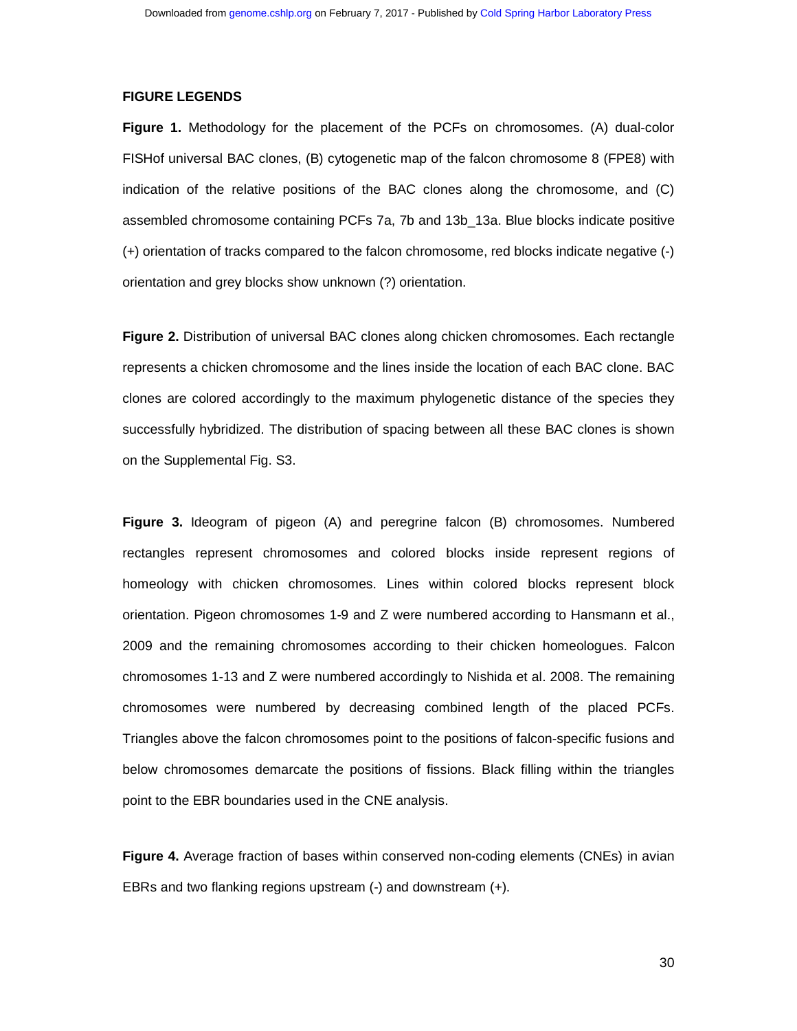## FIGURE LEGENDS

**Figure 1.** Methodology for the placement of the PCFs on chromosomes. (A) dual-color FISHof universal BAC clones, (B) cytogenetic map of the falcon chromosome 8 (FPE8) with indication of the relative positions of the BAC clones along the chromosome, and (C) assembled chromosome containing PCFs 7a, 7b and 13b_13a. Blue blocks indicate positive (+) orientation of tracks compared to the falcon chromosome, red blocks indicate negative (-) orientation and grey blocks show unknown (?) orientation.

**Figure 2.** Distribution of universal BAC clones along chicken chromosomes. Each rectangle represents a chicken chromosome and the lines inside the location of each BAC clone. BAC clones are colored accordingly to the maximum phylogenetic distance of the species they successfully hybridized. The distribution of spacing between all these BAC clones is shown on the Supplemental Fig. S3.

**Figure 3.** Ideogram of pigeon (A) and peregrine falcon (B) chromosomes. Numbered rectangles represent chromosomes and colored blocks inside represent regions of homeology with chicken chromosomes. Lines within colored blocks represent block orientation. Pigeon chromosomes 1-9 and Z were numbered according to Hansmann et al., 2009 and the remaining chromosomes according to their chicken homeologues. Falcon chromosomes 1-13 and Z were numbered accordingly to Nishida et al. 2008. The remaining chromosomes were numbered by decreasing combined length of the placed PCFs. Triangles above the falcon chromosomes point to the positions of falcon-specific fusions and below chromosomes demarcate the positions of fissions. Black filling within the triangles point to the EBR boundaries used in the CNE analysis.

**Figure 4.** Average fraction of bases within conserved non-coding elements (CNEs) in avian EBRs and two flanking regions upstream (-) and downstream (+).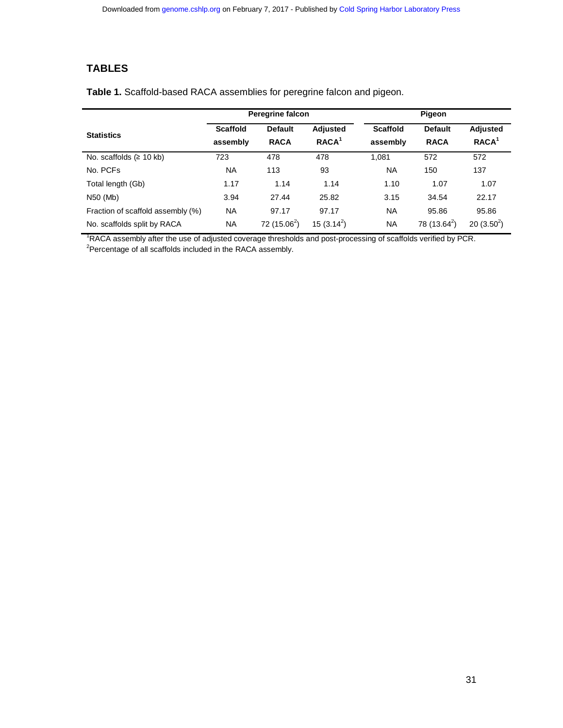## TABLES

**Table 1.** Scaffold-based RACA assemblies for peregrine falcon and pigeon.

| Statistics | Peregrine falcon | | | Pigeon | | |
|---|---|---|---|---|---|---|
| | **Scaffold assembly** | **Default RACA** | **Adjusted RACA[1]** | **Scaffold assembly** | **Default RACA** | **Adjusted RACA[1]** |
| No. scaffolds (≥ 10 kb) | 723 | 478 | 478 | 1,081 | 572 | 572 |
| No. PCFs | NA | 113 | 93 | NA | 150 | 137 |
| Total length (Gb) | 1.17 | 1.14 | 1.14 | 1.10 | 1.07 | 1.07 |
| N50 (Mb) | 3.94 | 27.44 | 25.82 | 3.15 | 34.54 | 22.17 |
| Fraction of scaffold assembly (%) | NA | 97.17 | 97.17 | NA | 95.86 | 95.86 |
| No. scaffolds split by RACA | NA | 72 (15.06[2]) | 15 (3.14[2]) | NA | 78 (13.64[2]) | 20 (3.50[2]) |

[1]RACA assembly after the use of adjusted coverage thresholds and post-processing of scaffolds verified by PCR.
[2]Percentage of all scaffolds included in the RACA assembly.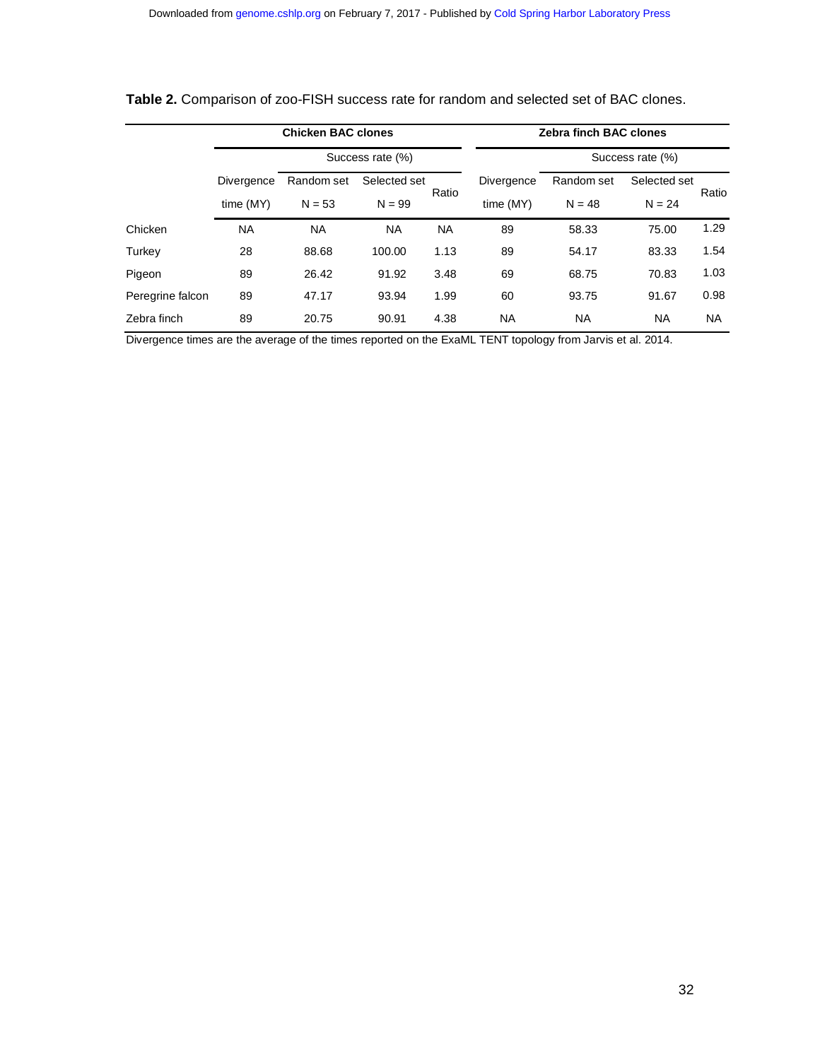**Table 2.** Comparison of zoo-FISH success rate for random and selected set of BAC clones.

| | Chicken BAC clones | | | | Zebra finch BAC clones | | | |
|---|---|---|---|---|---|---|---|---|
| | | Success rate (%) | | | | Success rate (%) | | |
| | Divergence time (MY) | Random set N = 53 | Selected set N = 99 | Ratio | Divergence time (MY) | Random set N = 48 | Selected set N = 24 | Ratio |
| Chicken | NA | NA | NA | NA | 89 | 58.33 | 75.00 | 1.29 |
| Turkey | 28 | 88.68 | 100.00 | 1.13 | 89 | 54.17 | 83.33 | 1.54 |
| Pigeon | 89 | 26.42 | 91.92 | 3.48 | 69 | 68.75 | 70.83 | 1.03 |
| Peregrine falcon | 89 | 47.17 | 93.94 | 1.99 | 60 | 93.75 | 91.67 | 0.98 |
| Zebra finch | 89 | 20.75 | 90.91 | 4.38 | NA | NA | NA | NA |

Divergence times are the average of the times reported on the ExaML TENT topology from Jarvis et al. 2014.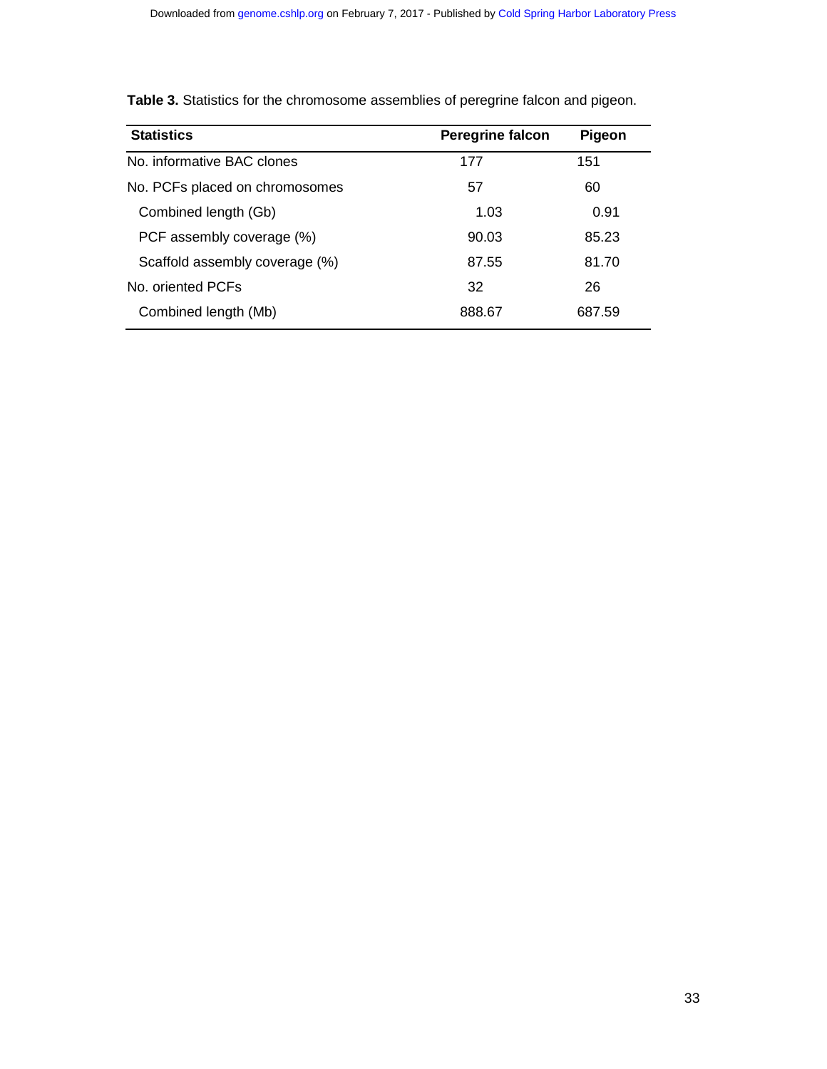**Table 3.** Statistics for the chromosome assemblies of peregrine falcon and pigeon.

| Statistics | Peregrine falcon | Pigeon |
|---|---|---|
| No. informative BAC clones | 177 | 151 |
| No. PCFs placed on chromosomes | 57 | 60 |
| Combined length (Gb) | 1.03 | 0.91 |
| PCF assembly coverage (%) | 90.03 | 85.23 |
| Scaffold assembly coverage (%) | 87.55 | 81.70 |
| No. oriented PCFs | 32 | 26 |
| Combined length (Mb) | 888.67 | 687.59 |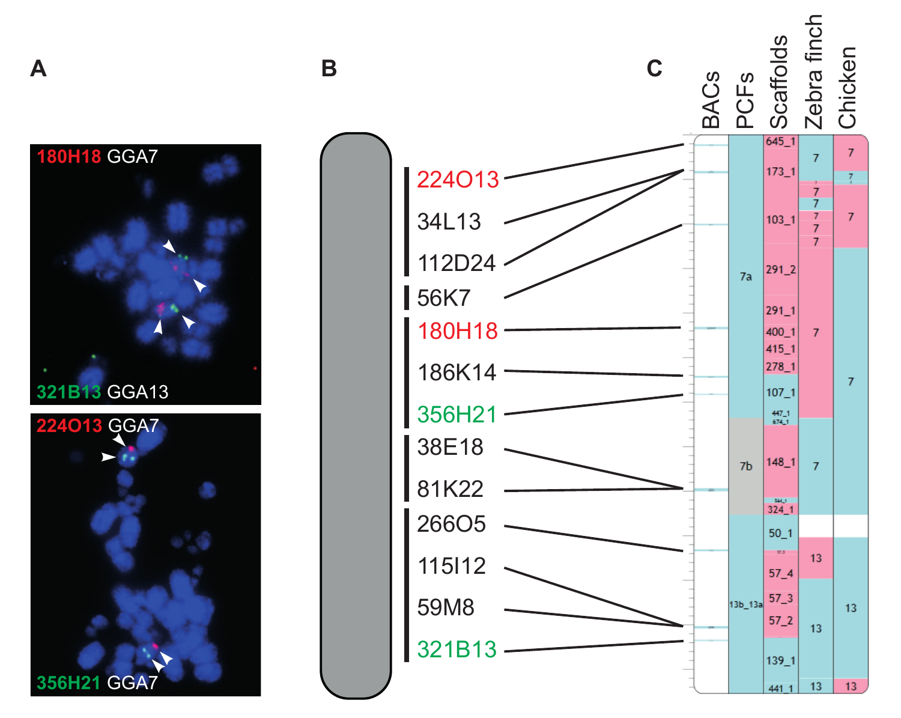A

180H18 GGA7

321B13 GGA13

224O13 GGA7

356H21 GGA7

B

224O13

34L13

112D24

56K7

180H18

186K14

356H21

38E18

81K22

266O5

115I12

59M8

321B13

C

BACs | PCFs | Scaffolds | Zebra finch | Chicken

PCFs: 7a, 7b, 13b_13a

Scaffolds: 645_1, 173_1, 103_1, 291_2, 291_1, 400_1, 415_1, 278_1, 107_1, 447_1, 674_1, 148_1, 564_1, 324_1, 50_1, 57_5, 57_4, 57_3, 57_2, 139_1, 441_1

Zebra finch: 7, 7, 7, 7, 7, 7, 7, 7, 7, 13, 13, 13

Chicken: 7, 7, 7, 7, 13, 13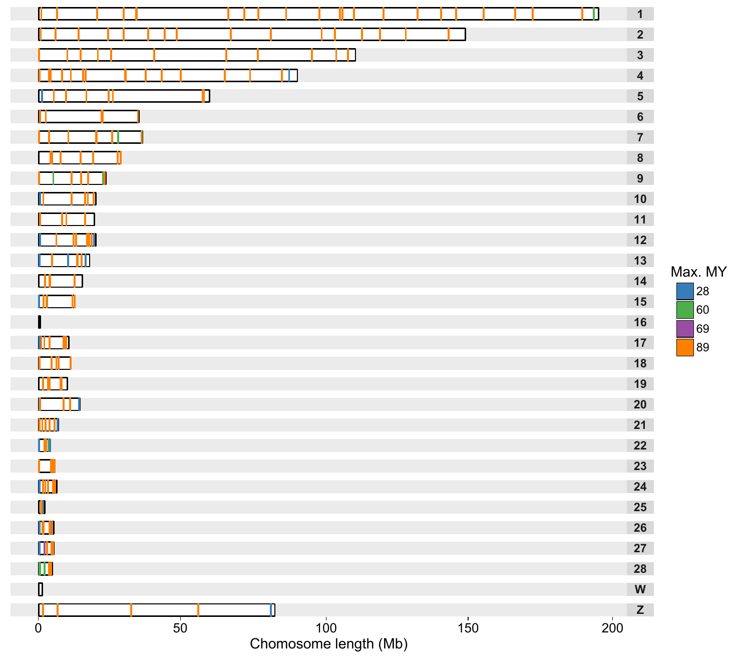Max. MY

28

60

69

89

1
2
3
4
5
6
7
8
9
10
11
12
13
14
15
16
17
18
19
20
21
22
23
24
25
26
27
28
W
Z

0 50 100 150 200

Chomosome length (Mb)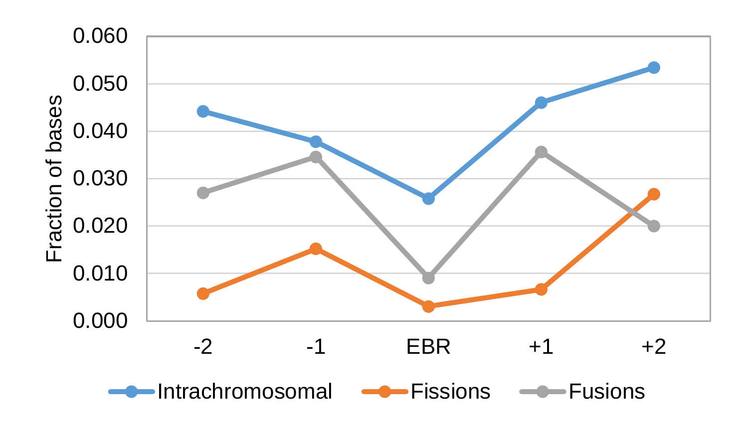Fraction of bases

0.060
0.050
0.040
0.030
0.020
0.010
0.000

-2 -1 EBR +1 +2

Intrachromosomal Fissions Fusions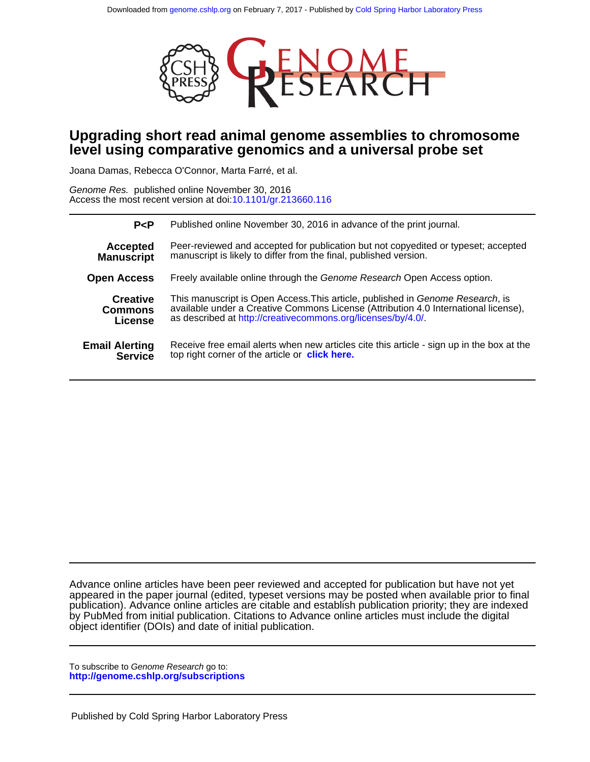Downloaded from genome.cshlp.org on February 7, 2017 - Published by Cold Spring Harbor Laboratory Press

# Upgrading short read animal genome assemblies to chromosome level using comparative genomics and a universal probe set

Joana Damas, Rebecca O'Connor, Marta Farré, et al.

*Genome Res.* published online November 30, 2016
Access the most recent version at doi:10.1101/gr.213660.116

| | |
|---|---|
| **P<P** | Published online November 30, 2016 in advance of the print journal. |
| **Accepted Manuscript** | Peer-reviewed and accepted for publication but not copyedited or typeset; accepted manuscript is likely to differ from the final, published version. |
| **Open Access** | Freely available online through the *Genome Research* Open Access option. |
| **Creative Commons License** | This manuscript is Open Access.This article, published in *Genome Research*, is available under a Creative Commons License (Attribution 4.0 International license), as described at http://creativecommons.org/licenses/by/4.0/. |
| **Email Alerting Service** | Receive free email alerts when new articles cite this article - sign up in the box at the top right corner of the article or **click here.** |

Advance online articles have been peer reviewed and accepted for publication but have not yet appeared in the paper journal (edited, typeset versions may be posted when available prior to final publication). Advance online articles are citable and establish publication priority; they are indexed by PubMed from initial publication. Citations to Advance online articles must include the digital object identifier (DOIs) and date of initial publication.

To subscribe to *Genome Research* go to:
**http://genome.cshlp.org/subscriptions**

Published by Cold Spring Harbor Laboratory Press